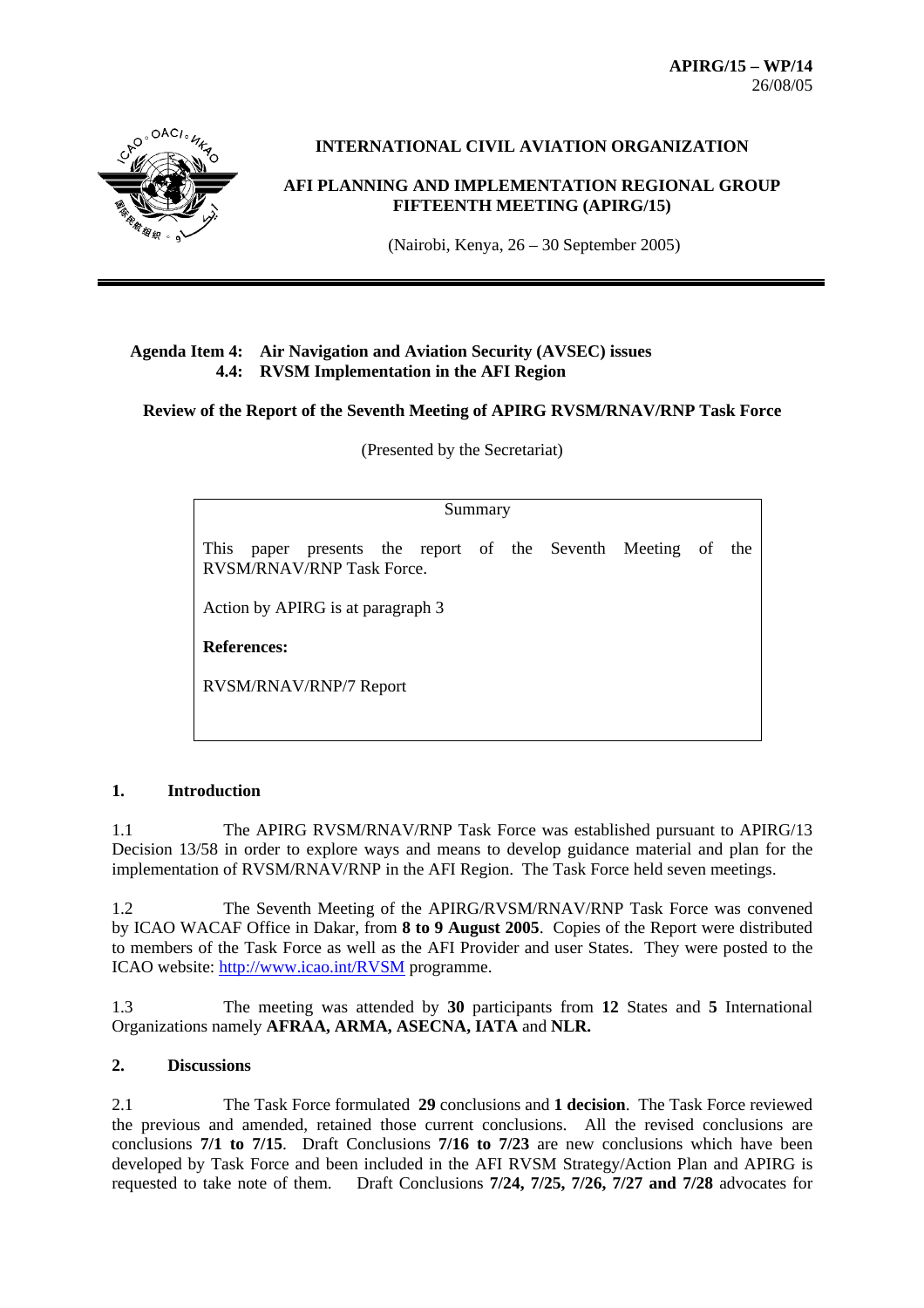**APIRG/15 – WP/14**
26/08/05

**INTERNATIONAL CIVIL AVIATION ORGANIZATION**

**AFI PLANNING AND IMPLEMENTATION REGIONAL GROUP FIFTEENTH MEETING (APIRG/15)**

(Nairobi, Kenya, 26 – 30 September 2005)

---

**Agenda Item 4: Air Navigation and Aviation Security (AVSEC) issues**
**4.4: RVSM Implementation in the AFI Region**

**Review of the Report of the Seventh Meeting of APIRG RVSM/RNAV/RNP Task Force**

(Presented by the Secretariat)

| Summary |
|---|
| This paper presents the report of the Seventh Meeting of the RVSM/RNAV/RNP Task Force.<br><br>Action by APIRG is at paragraph 3<br><br>**References:**<br><br>RVSM/RNAV/RNP/7 Report |

## 1. Introduction

1.1 The APIRG RVSM/RNAV/RNP Task Force was established pursuant to APIRG/13 Decision 13/58 in order to explore ways and means to develop guidance material and plan for the implementation of RVSM/RNAV/RNP in the AFI Region. The Task Force held seven meetings.

1.2 The Seventh Meeting of the APIRG/RVSM/RNAV/RNP Task Force was convened by ICAO WACAF Office in Dakar, from **8 to 9 August 2005**. Copies of the Report were distributed to members of the Task Force as well as the AFI Provider and user States. They were posted to the ICAO website: http://www.icao.int/RVSM programme.

1.3 The meeting was attended by **30** participants from **12** States and **5** International Organizations namely **AFRAA, ARMA, ASECNA, IATA** and **NLR.**

## 2. Discussions

2.1 The Task Force formulated **29** conclusions and **1 decision**. The Task Force reviewed the previous and amended, retained those current conclusions. All the revised conclusions are conclusions **7/1 to 7/15**. Draft Conclusions **7/16 to 7/23** are new conclusions which have been developed by Task Force and been included in the AFI RVSM Strategy/Action Plan and APIRG is requested to take note of them. Draft Conclusions **7/24, 7/25, 7/26, 7/27 and 7/28** advocates for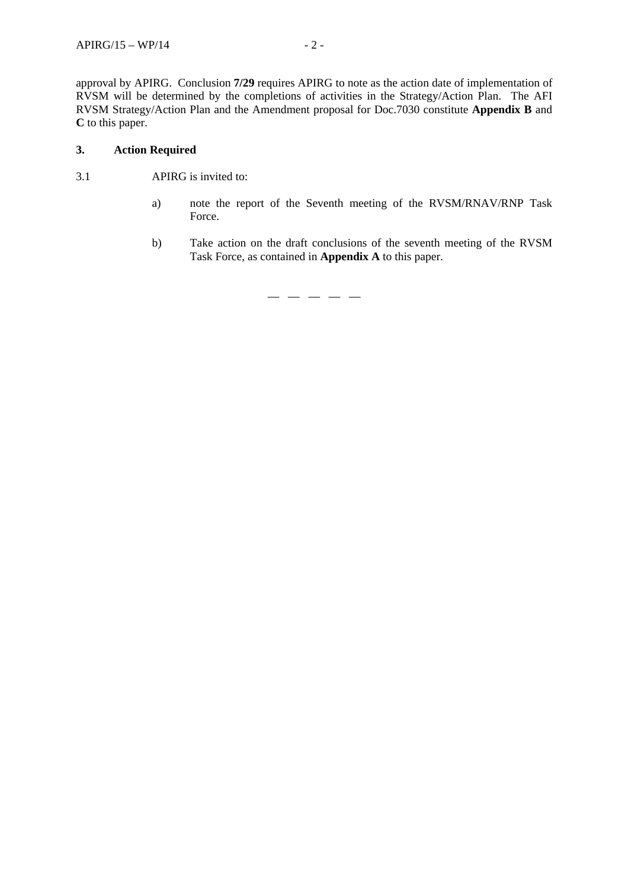approval by APIRG. Conclusion **7/29** requires APIRG to note as the action date of implementation of RVSM will be determined by the completions of activities in the Strategy/Action Plan. The AFI RVSM Strategy/Action Plan and the Amendment proposal for Doc.7030 constitute **Appendix B** and **C** to this paper.

## 3. Action Required

3.1 APIRG is invited to:

a) note the report of the Seventh meeting of the RVSM/RNAV/RNP Task Force.

b) Take action on the draft conclusions of the seventh meeting of the RVSM Task Force, as contained in **Appendix A** to this paper.

— — — — —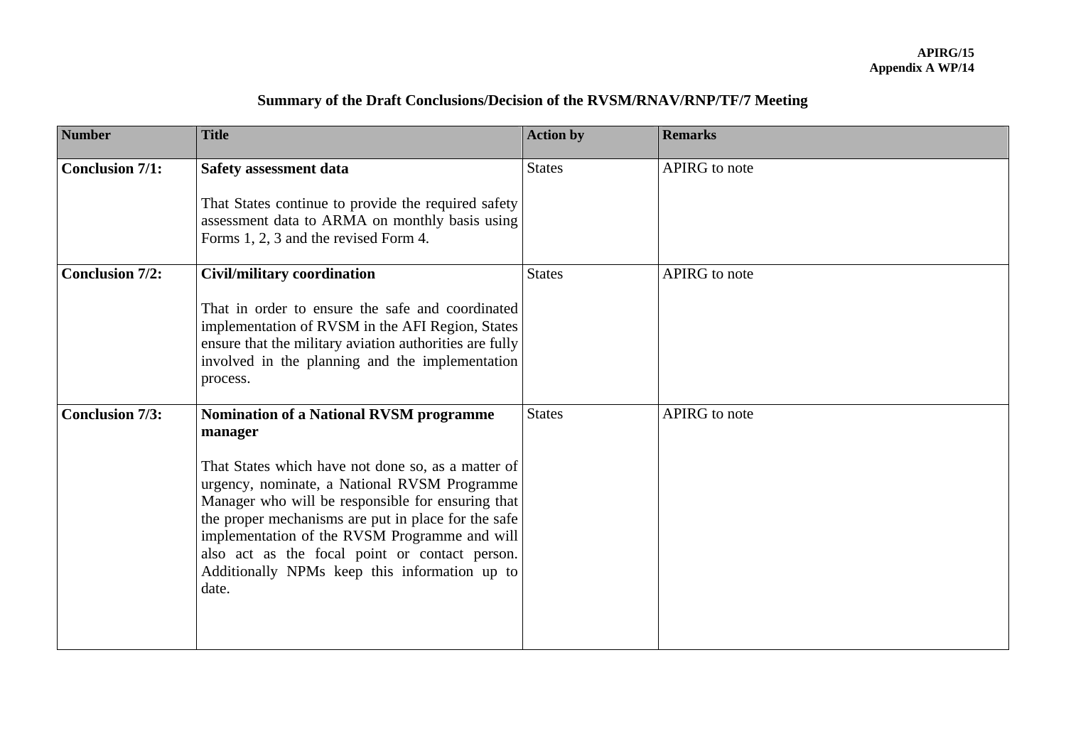# Summary of the Draft Conclusions/Decision of the RVSM/RNAV/RNP/TF/7 Meeting

| Number | Title | Action by | Remarks |
|---|---|---|---|
| **Conclusion 7/1:** | **Safety assessment data**<br><br>That States continue to provide the required safety assessment data to ARMA on monthly basis using Forms 1, 2, 3 and the revised Form 4. | States | APIRG to note |
| **Conclusion 7/2:** | **Civil/military coordination**<br><br>That in order to ensure the safe and coordinated implementation of RVSM in the AFI Region, States ensure that the military aviation authorities are fully involved in the planning and the implementation process. | States | APIRG to note |
| **Conclusion 7/3:** | **Nomination of a National RVSM programme manager**<br><br>That States which have not done so, as a matter of urgency, nominate, a National RVSM Programme Manager who will be responsible for ensuring that the proper mechanisms are put in place for the safe implementation of the RVSM Programme and will also act as the focal point or contact person. Additionally NPMs keep this information up to date. | States | APIRG to note |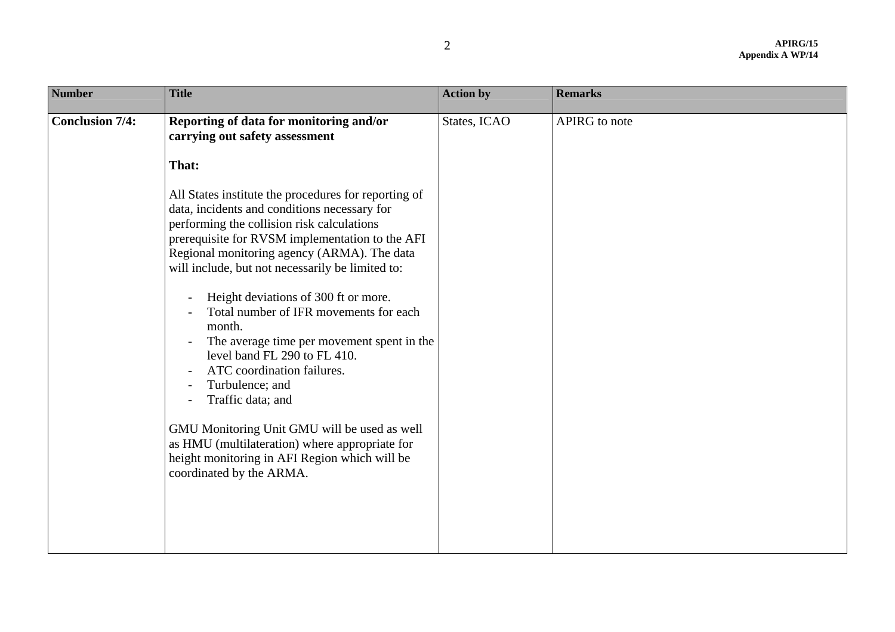| Number | Title | Action by | Remarks |
|---|---|---|---|
| **Conclusion 7/4:** | **Reporting of data for monitoring and/or carrying out safety assessment**<br><br>**That:**<br><br>All States institute the procedures for reporting of data, incidents and conditions necessary for performing the collision risk calculations prerequisite for RVSM implementation to the AFI Regional monitoring agency (ARMA). The data will include, but not necessarily be limited to:<br><br>- Height deviations of 300 ft or more.<br>- Total number of IFR movements for each month.<br>- The average time per movement spent in the level band FL 290 to FL 410.<br>- ATC coordination failures.<br>- Turbulence; and<br>- Traffic data; and<br><br>GMU Monitoring Unit GMU will be used as well as HMU (multilateration) where appropriate for height monitoring in AFI Region which will be coordinated by the ARMA. | States, ICAO | APIRG to note |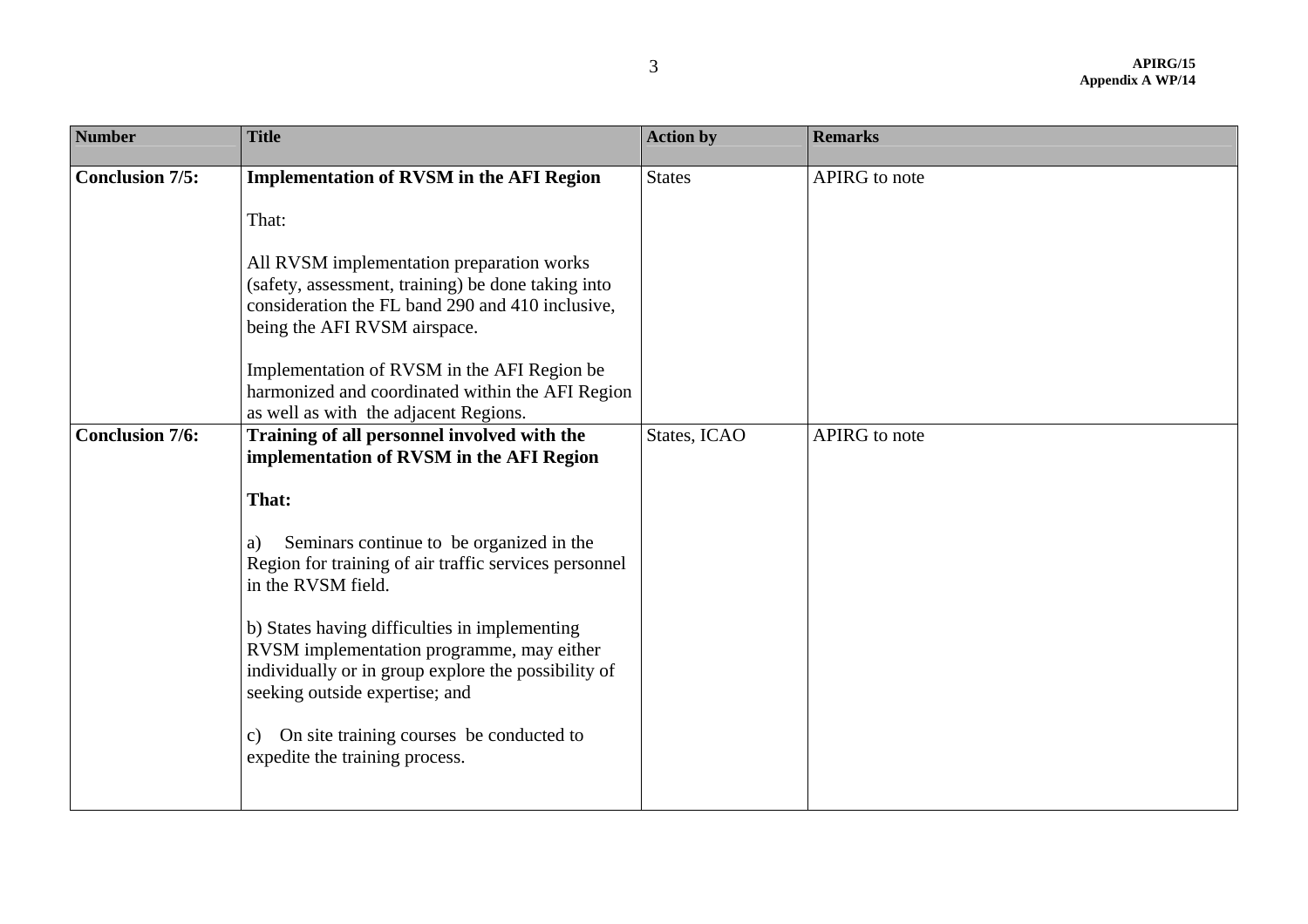| Number | Title | Action by | Remarks |
|---|---|---|---|
| **Conclusion 7/5:** | **Implementation of RVSM in the AFI Region**<br><br>That:<br><br>All RVSM implementation preparation works (safety, assessment, training) be done taking into consideration the FL band 290 and 410 inclusive, being the AFI RVSM airspace.<br><br>Implementation of RVSM in the AFI Region be harmonized and coordinated within the AFI Region as well as with the adjacent Regions. | States | APIRG to note |
| **Conclusion 7/6:** | **Training of all personnel involved with the implementation of RVSM in the AFI Region**<br><br>**That:**<br><br>a) Seminars continue to be organized in the Region for training of air traffic services personnel in the RVSM field.<br><br>b) States having difficulties in implementing RVSM implementation programme, may either individually or in group explore the possibility of seeking outside expertise; and<br><br>c) On site training courses be conducted to expedite the training process. | States, ICAO | APIRG to note |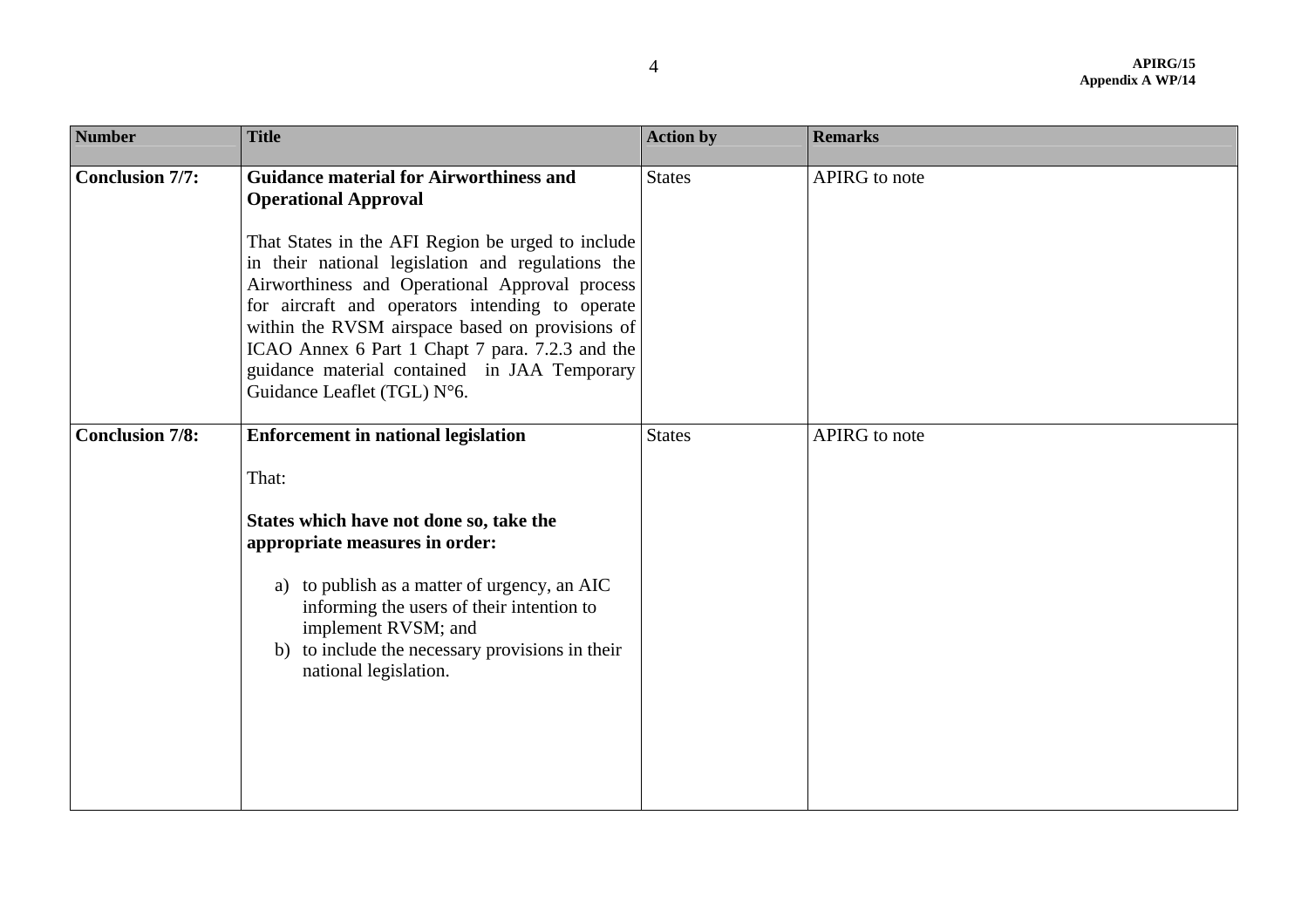| Number | Title | Action by | Remarks |
|---|---|---|---|
| **Conclusion 7/7:** | **Guidance material for Airworthiness and Operational Approval**<br><br>That States in the AFI Region be urged to include in their national legislation and regulations the Airworthiness and Operational Approval process for aircraft and operators intending to operate within the RVSM airspace based on provisions of ICAO Annex 6 Part 1 Chapt 7 para. 7.2.3 and the guidance material contained in JAA Temporary Guidance Leaflet (TGL) N°6. | States | APIRG to note |
| **Conclusion 7/8:** | **Enforcement in national legislation**<br><br>That:<br><br>**States which have not done so, take the appropriate measures in order:**<br><br>a) to publish as a matter of urgency, an AIC informing the users of their intention to implement RVSM; and<br>b) to include the necessary provisions in their national legislation. | States | APIRG to note |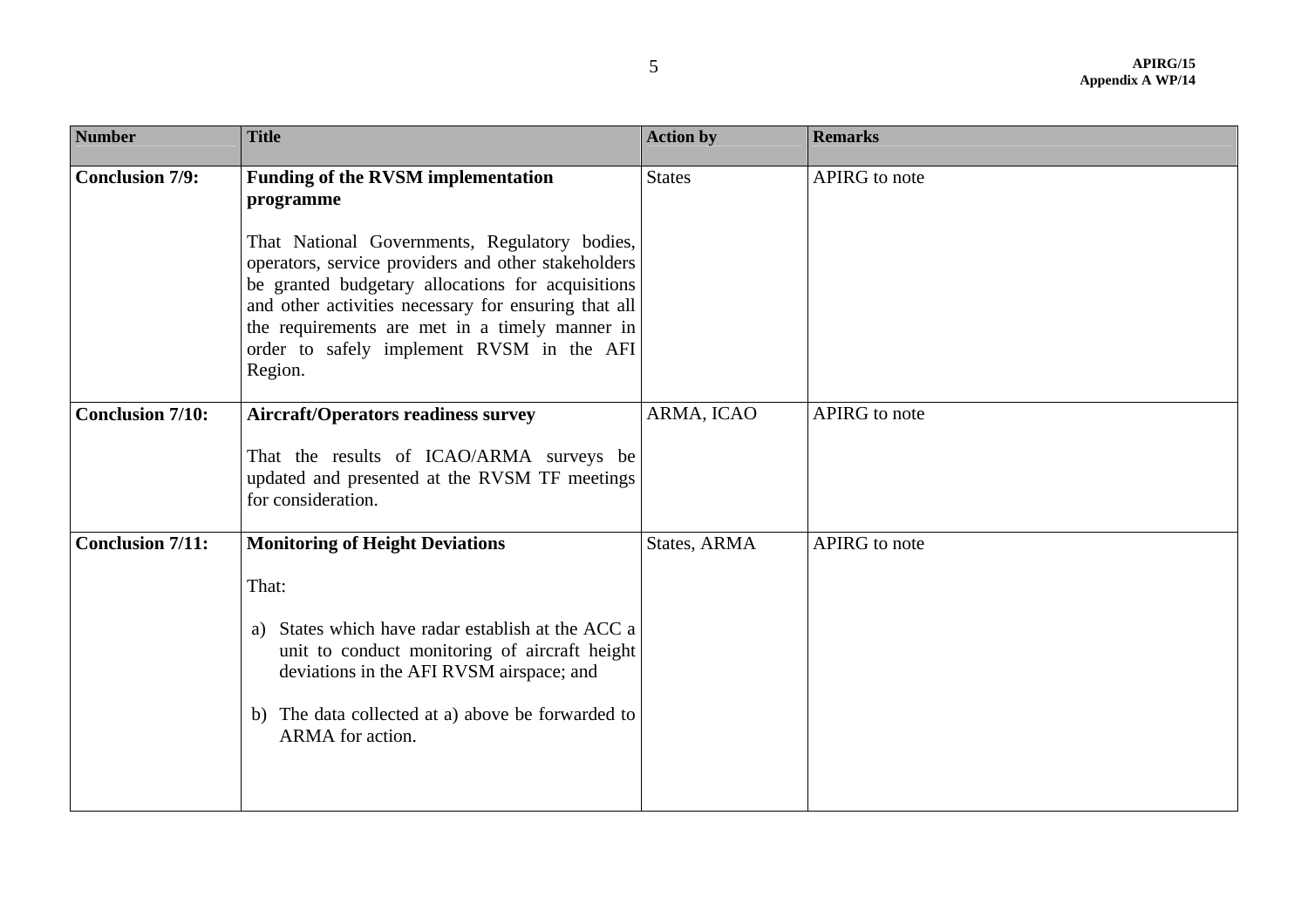| Number | Title | Action by | Remarks |
| --- | --- | --- | --- |
| **Conclusion 7/9:** | **Funding of the RVSM implementation programme**<br><br>That National Governments, Regulatory bodies, operators, service providers and other stakeholders be granted budgetary allocations for acquisitions and other activities necessary for ensuring that all the requirements are met in a timely manner in order to safely implement RVSM in the AFI Region. | States | APIRG to note |
| **Conclusion 7/10:** | **Aircraft/Operators readiness survey**<br><br>That the results of ICAO/ARMA surveys be updated and presented at the RVSM TF meetings for consideration. | ARMA, ICAO | APIRG to note |
| **Conclusion 7/11:** | **Monitoring of Height Deviations**<br><br>That:<br><br>a) States which have radar establish at the ACC a unit to conduct monitoring of aircraft height deviations in the AFI RVSM airspace; and<br><br>b) The data collected at a) above be forwarded to ARMA for action. | States, ARMA | APIRG to note |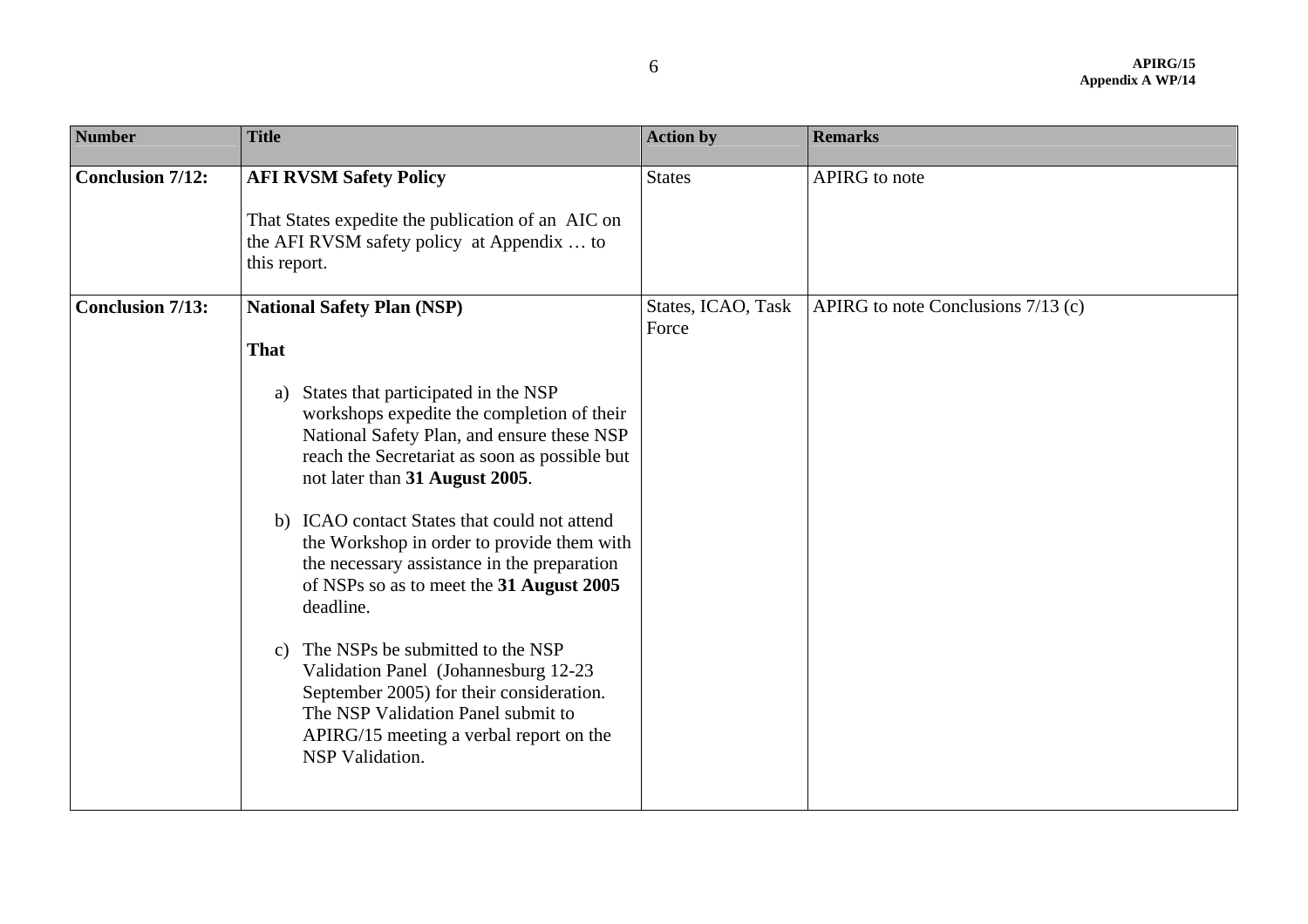| Number | Title | Action by | Remarks |
|---|---|---|---|
| **Conclusion 7/12:** | **AFI RVSM Safety Policy**<br><br>That States expedite the publication of an AIC on the AFI RVSM safety policy at Appendix … to this report. | States | APIRG to note |
| **Conclusion 7/13:** | **National Safety Plan (NSP)**<br><br>**That**<br><br>a) States that participated in the NSP workshops expedite the completion of their National Safety Plan, and ensure these NSP reach the Secretariat as soon as possible but not later than **31 August 2005**.<br><br>b) ICAO contact States that could not attend the Workshop in order to provide them with the necessary assistance in the preparation of NSPs so as to meet the **31 August 2005** deadline.<br><br>c) The NSPs be submitted to the NSP Validation Panel (Johannesburg 12-23 September 2005) for their consideration. The NSP Validation Panel submit to APIRG/15 meeting a verbal report on the NSP Validation. | States, ICAO, Task Force | APIRG to note Conclusions 7/13 (c) |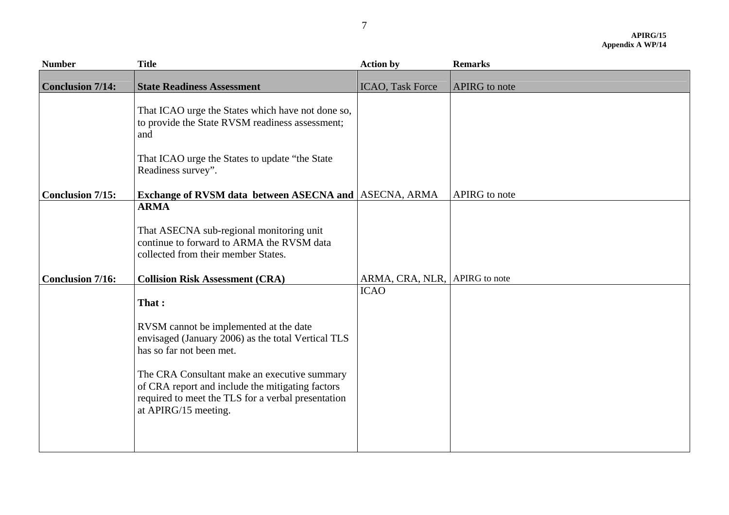| Number | Title | Action by | Remarks |
|---|---|---|---|
| **Conclusion 7/14:** | **State Readiness Assessment** | ICAO, Task Force | APIRG to note |
| | That ICAO urge the States which have not done so, to provide the State RVSM readiness assessment; and<br><br>That ICAO urge the States to update "the State Readiness survey". | | |
| **Conclusion 7/15:** | **Exchange of RVSM data between ASECNA and ARMA** | ASECNA, ARMA | APIRG to note |
| | That ASECNA sub-regional monitoring unit continue to forward to ARMA the RVSM data collected from their member States. | | |
| **Conclusion 7/16:** | **Collision Risk Assessment (CRA)** | ARMA, CRA, NLR, ICAO | APIRG to note |
| | **That :**<br><br>RVSM cannot be implemented at the date envisaged (January 2006) as the total Vertical TLS has so far not been met.<br><br>The CRA Consultant make an executive summary of CRA report and include the mitigating factors required to meet the TLS for a verbal presentation at APIRG/15 meeting. | | |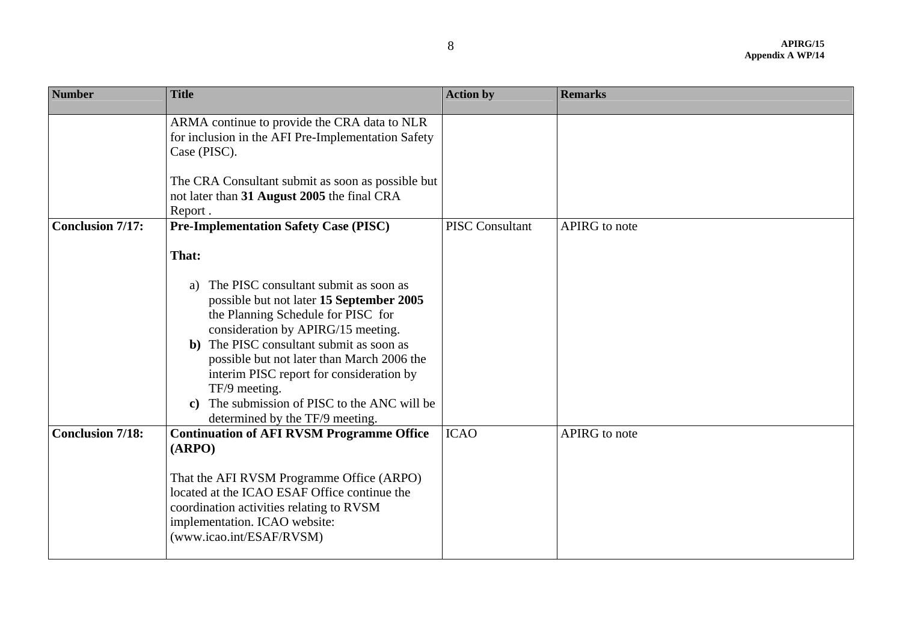| Number | Title | Action by | Remarks |
|---|---|---|---|
| | ARMA continue to provide the CRA data to NLR for inclusion in the AFI Pre-Implementation Safety Case (PISC).<br><br>The CRA Consultant submit as soon as possible but not later than **31 August 2005** the final CRA Report . | | |
| **Conclusion 7/17:** | **Pre-Implementation Safety Case (PISC)**<br><br>**That:**<br><br>a) The PISC consultant submit as soon as possible but not later **15 September 2005** the Planning Schedule for PISC for consideration by APIRG/15 meeting.<br>**b)** The PISC consultant submit as soon as possible but not later than March 2006 the interim PISC report for consideration by TF/9 meeting.<br>**c)** The submission of PISC to the ANC will be determined by the TF/9 meeting. | PISC Consultant | APIRG to note |
| **Conclusion 7/18:** | **Continuation of AFI RVSM Programme Office (ARPO)**<br><br>That the AFI RVSM Programme Office (ARPO) located at the ICAO ESAF Office continue the coordination activities relating to RVSM implementation. ICAO website: (www.icao.int/ESAF/RVSM) | ICAO | APIRG to note |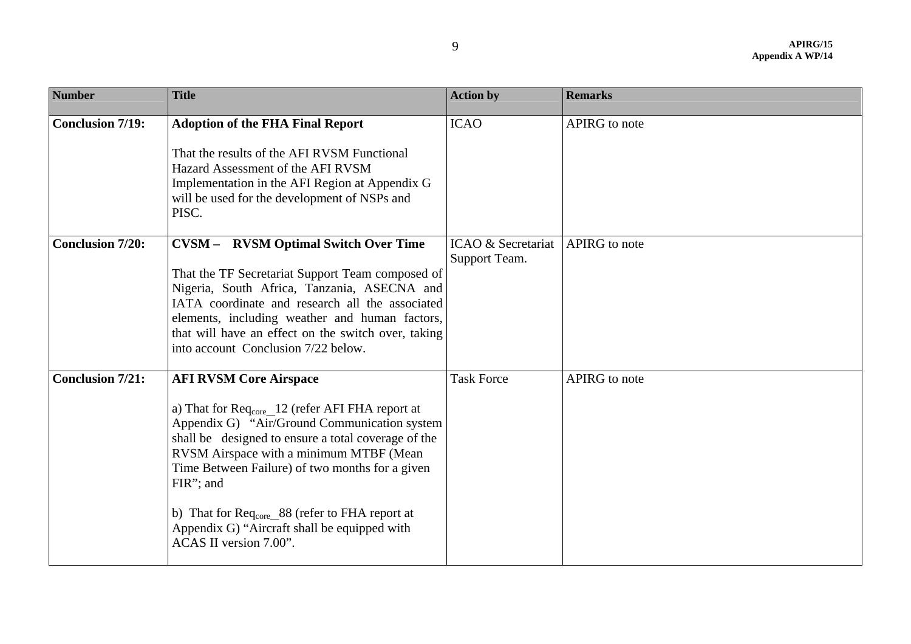| Number | Title | Action by | Remarks |
|---|---|---|---|
| **Conclusion 7/19:** | **Adoption of the FHA Final Report**<br><br>That the results of the AFI RVSM Functional Hazard Assessment of the AFI RVSM Implementation in the AFI Region at Appendix G will be used for the development of NSPs and PISC. | ICAO | APIRG to note |
| **Conclusion 7/20:** | **CVSM – RVSM Optimal Switch Over Time**<br><br>That the TF Secretariat Support Team composed of Nigeria, South Africa, Tanzania, ASECNA and IATA coordinate and research all the associated elements, including weather and human factors, that will have an effect on the switch over, taking into account Conclusion 7/22 below. | ICAO & Secretariat Support Team. | APIRG to note |
| **Conclusion 7/21:** | **AFI RVSM Core Airspace**<br><br>a) That for $Req_{core}$_12 (refer AFI FHA report at Appendix G) "Air/Ground Communication system shall be designed to ensure a total coverage of the RVSM Airspace with a minimum MTBF (Mean Time Between Failure) of two months for a given FIR"; and<br><br>b) That for $Req_{core}$_88 (refer to FHA report at Appendix G) "Aircraft shall be equipped with ACAS II version 7.00". | Task Force | APIRG to note |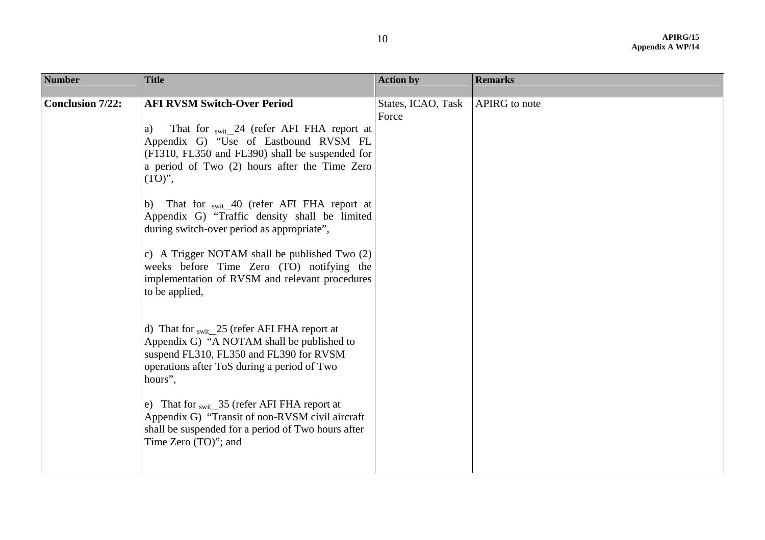| Number | Title | Action by | Remarks |
|---|---|---|---|
| **Conclusion 7/22:** | **AFI RVSM Switch-Over Period**<br><br>a) That for $_{swit}$_24 (refer AFI FHA report at Appendix G) "Use of Eastbound RVSM FL (F1310, FL350 and FL390) shall be suspended for a period of Two (2) hours after the Time Zero (TO)",<br><br>b) That for $_{swit}$_40 (refer AFI FHA report at Appendix G) "Traffic density shall be limited during switch-over period as appropriate",<br><br>c) A Trigger NOTAM shall be published Two (2) weeks before Time Zero (TO) notifying the implementation of RVSM and relevant procedures to be applied,<br><br>d) That for $_{swit}$_25 (refer AFI FHA report at Appendix G) "A NOTAM shall be published to suspend FL310, FL350 and FL390 for RVSM operations after ToS during a period of Two hours",<br><br>e) That for $_{swit}$_35 (refer AFI FHA report at Appendix G) "Transit of non-RVSM civil aircraft shall be suspended for a period of Two hours after Time Zero (TO)"; and | States, ICAO, Task Force | APIRG to note |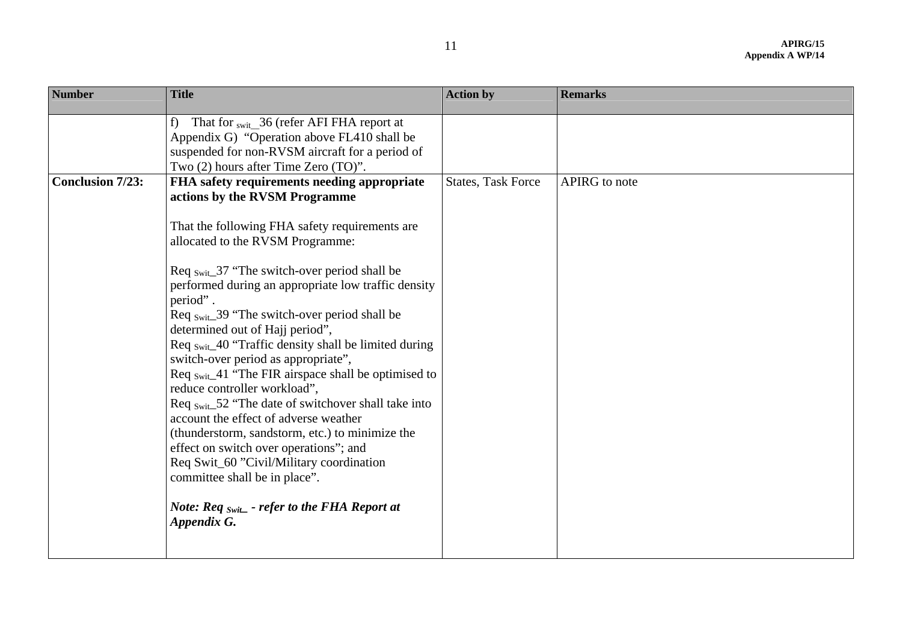| Number | Title | Action by | Remarks |
|---|---|---|---|
| | f) That for $_{swit}$_36 (refer AFI FHA report at Appendix G) "Operation above FL410 shall be suspended for non-RVSM aircraft for a period of Two (2) hours after Time Zero (TO)". | | |
| **Conclusion 7/23:** | **FHA safety requirements needing appropriate actions by the RVSM Programme**<br><br>That the following FHA safety requirements are allocated to the RVSM Programme:<br><br>Req $_{Swit}$_37 "The switch-over period shall be performed during an appropriate low traffic density period" .<br>Req $_{Swit}$_39 "The switch-over period shall be determined out of Hajj period",<br>Req $_{Swit}$_40 "Traffic density shall be limited during switch-over period as appropriate",<br>Req $_{Swit}$_41 "The FIR airspace shall be optimised to reduce controller workload",<br>Req $_{Swit}$_52 "The date of switchover shall take into account the effect of adverse weather (thunderstorm, sandstorm, etc.) to minimize the effect on switch over operations"; and<br>Req Swit_60 "Civil/Military coordination committee shall be in place".<br><br>***Note: Req $_{Swit}$_ - refer to the FHA Report at Appendix G.*** | States, Task Force | APIRG to note |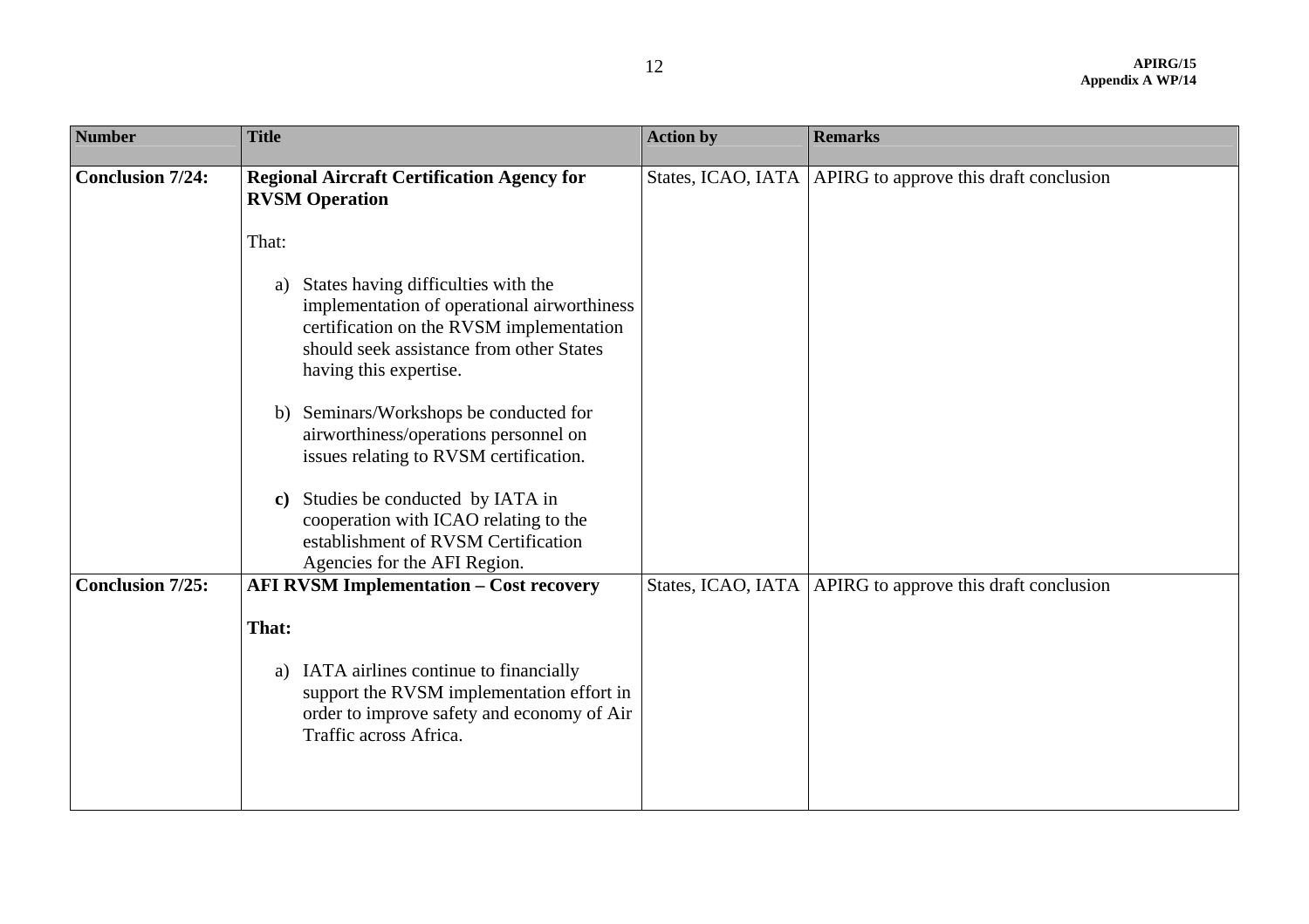| Number | Title | Action by | Remarks |
|---|---|---|---|
| **Conclusion 7/24:** | **Regional Aircraft Certification Agency for RVSM Operation**<br><br>That:<br><br>a) States having difficulties with the implementation of operational airworthiness certification on the RVSM implementation should seek assistance from other States having this expertise.<br><br>b) Seminars/Workshops be conducted for airworthiness/operations personnel on issues relating to RVSM certification.<br><br>**c)** Studies be conducted by IATA in cooperation with ICAO relating to the establishment of RVSM Certification Agencies for the AFI Region. | States, ICAO, IATA | APIRG to approve this draft conclusion |
| **Conclusion 7/25:** | **AFI RVSM Implementation – Cost recovery**<br><br>**That:**<br><br>a) IATA airlines continue to financially support the RVSM implementation effort in order to improve safety and economy of Air Traffic across Africa. | States, ICAO, IATA | APIRG to approve this draft conclusion |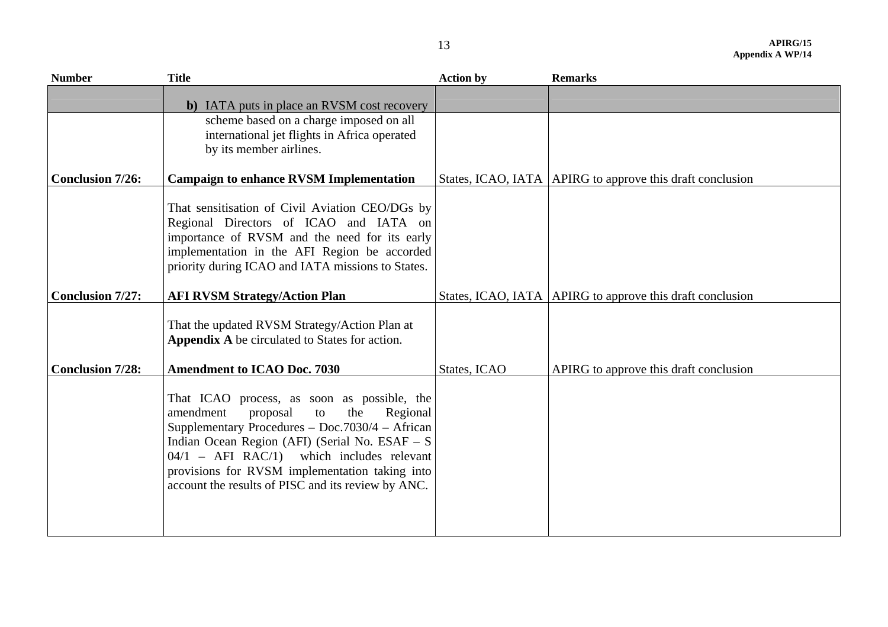| Number | Title | Action by | Remarks |
|---|---|---|---|
| | **b)** IATA puts in place an RVSM cost recovery scheme based on a charge imposed on all international jet flights in Africa operated by its member airlines. | | |
| **Conclusion 7/26:** | **Campaign to enhance RVSM Implementation** | States, ICAO, IATA | APIRG to approve this draft conclusion |
| | That sensitisation of Civil Aviation CEO/DGs by Regional Directors of ICAO and IATA on importance of RVSM and the need for its early implementation in the AFI Region be accorded priority during ICAO and IATA missions to States. | | |
| **Conclusion 7/27:** | **AFI RVSM Strategy/Action Plan** | States, ICAO, IATA | APIRG to approve this draft conclusion |
| | That the updated RVSM Strategy/Action Plan at **Appendix A** be circulated to States for action. | | |
| **Conclusion 7/28:** | **Amendment to ICAO Doc. 7030** | States, ICAO | APIRG to approve this draft conclusion |
| | That ICAO process, as soon as possible, the amendment proposal to the Regional Supplementary Procedures – Doc.7030/4 – African Indian Ocean Region (AFI) (Serial No. ESAF – S 04/1 – AFI RAC/1) which includes relevant provisions for RVSM implementation taking into account the results of PISC and its review by ANC. | | |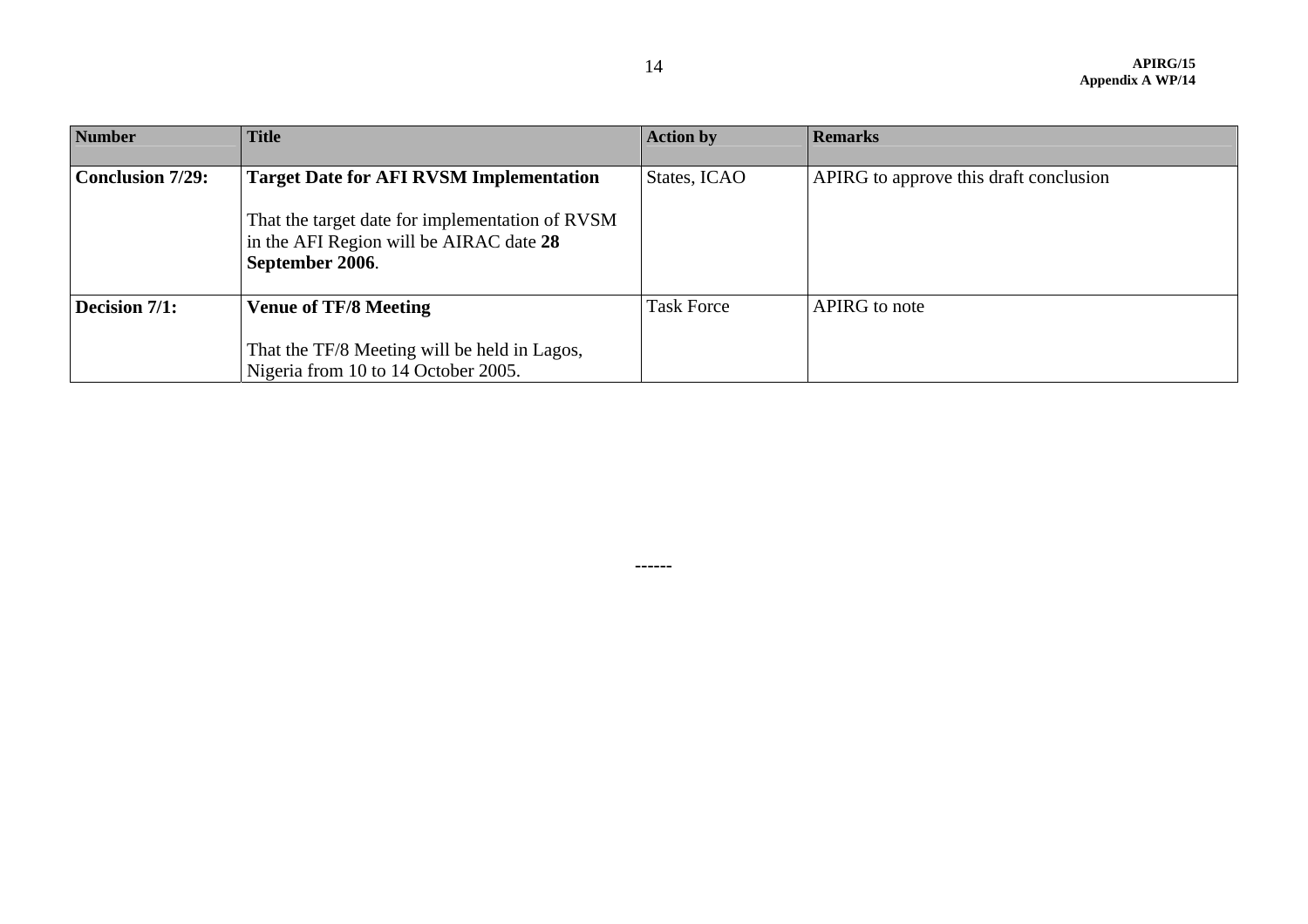| Number | Title | Action by | Remarks |
|---|---|---|---|
| **Conclusion 7/29:** | **Target Date for AFI RVSM Implementation**<br><br>That the target date for implementation of RVSM in the AFI Region will be AIRAC date **28 September 2006**. | States, ICAO | APIRG to approve this draft conclusion |
| **Decision 7/1:** | **Venue of TF/8 Meeting**<br><br>That the TF/8 Meeting will be held in Lagos, Nigeria from 10 to 14 October 2005. | Task Force | APIRG to note |

------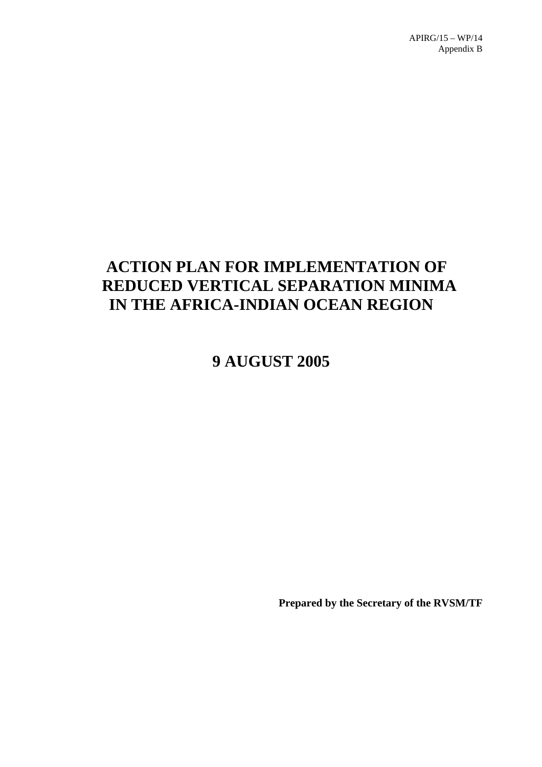APIRG/15 – WP/14
Appendix B

# ACTION PLAN FOR IMPLEMENTATION OF REDUCED VERTICAL SEPARATION MINIMA IN THE AFRICA-INDIAN OCEAN REGION

## 9 AUGUST 2005

**Prepared by the Secretary of the RVSM/TF**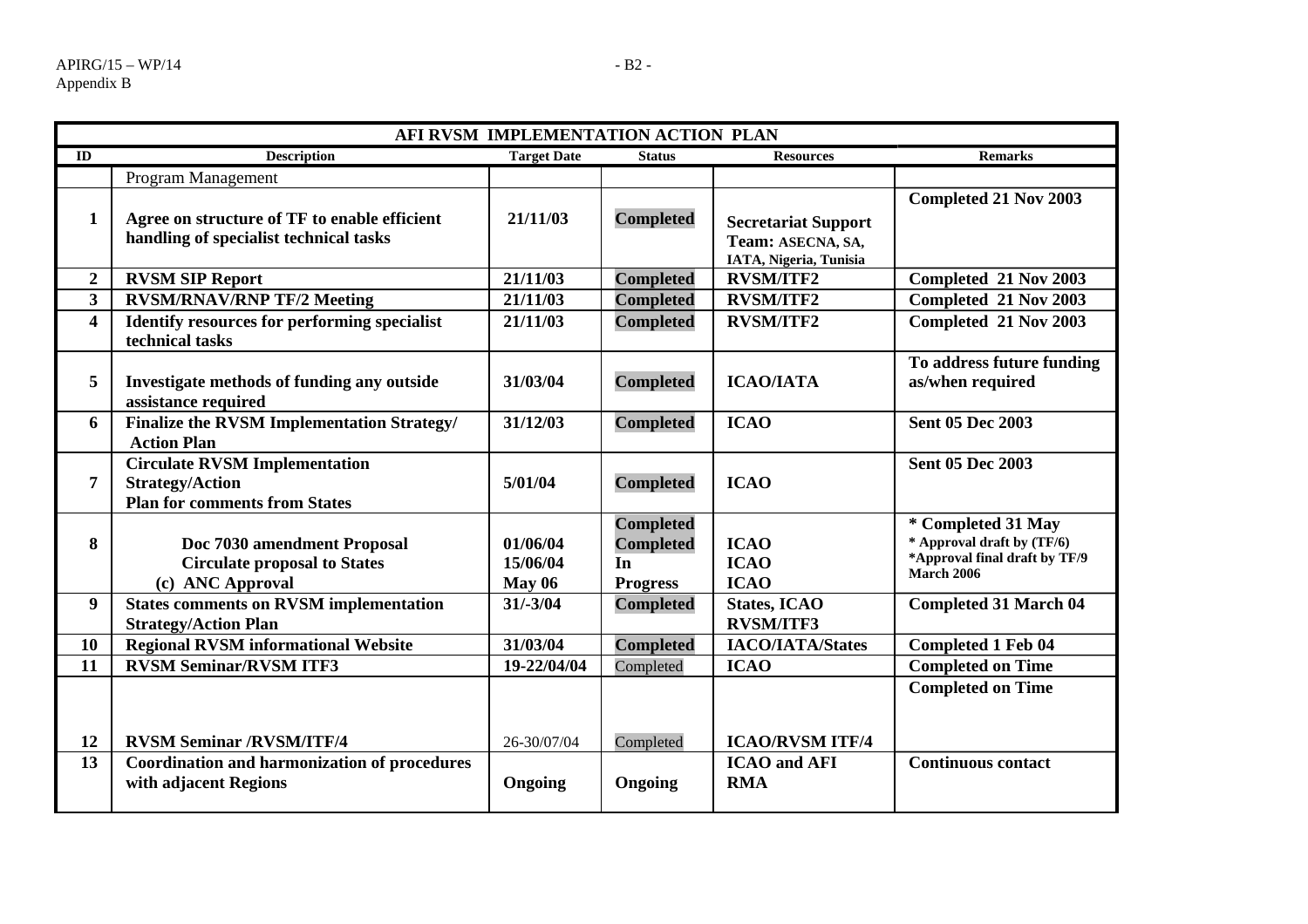| AFI RVSM IMPLEMENTATION ACTION PLAN | | | | | |
|---|---|---|---|---|---|
| **ID** | **Description** | **Target Date** | **Status** | **Resources** | **Remarks** |
| | Program Management | | | | |
| **1** | **Agree on structure of TF to enable efficient handling of specialist technical tasks** | **21/11/03** | **Completed** | **Secretariat Support Team: ASECNA, SA, IATA, Nigeria, Tunisia** | **Completed 21 Nov 2003** |
| **2** | **RVSM SIP Report** | **21/11/03** | **Completed** | **RVSM/ITF2** | **Completed 21 Nov 2003** |
| **3** | **RVSM/RNAV/RNP TF/2 Meeting** | **21/11/03** | **Completed** | **RVSM/ITF2** | **Completed 21 Nov 2003** |
| **4** | **Identify resources for performing specialist technical tasks** | **21/11/03** | **Completed** | **RVSM/ITF2** | **Completed 21 Nov 2003** |
| **5** | **Investigate methods of funding any outside assistance required** | **31/03/04** | **Completed** | **ICAO/IATA** | **To address future funding as/when required** |
| **6** | **Finalize the RVSM Implementation Strategy/ Action Plan** | **31/12/03** | **Completed** | **ICAO** | **Sent 05 Dec 2003** |
| **7** | **Circulate RVSM Implementation Strategy/Action Plan for comments from States** | **5/01/04** | **Completed** | **ICAO** | **Sent 05 Dec 2003** |
| **8** | **Doc 7030 amendment Proposal**<br>**Circulate proposal to States**<br>**(c) ANC Approval** | **01/06/04**<br>**15/06/04**<br>**May 06** | **Completed**<br>**Completed**<br>**In Progress** | **ICAO**<br>**ICAO**<br>**ICAO** | **\* Completed 31 May**<br>**\* Approval draft by (TF/6)**<br>**\*Approval final draft by TF/9 March 2006** |
| **9** | **States comments on RVSM implementation Strategy/Action Plan** | **31/-3/04** | **Completed** | **States, ICAO RVSM/ITF3** | **Completed 31 March 04** |
| **10** | **Regional RVSM informational Website** | **31/03/04** | **Completed** | **IACO/IATA/States** | **Completed 1 Feb 04** |
| **11** | **RVSM Seminar/RVSM ITF3** | **19-22/04/04** | Completed | **ICAO** | **Completed on Time** |
| **12** | **RVSM Seminar /RVSM/ITF/4** | 26-30/07/04 | Completed | **ICAO/RVSM ITF/4** | **Completed on Time** |
| **13** | **Coordination and harmonization of procedures with adjacent Regions** | **Ongoing** | **Ongoing** | **ICAO and AFI RMA** | **Continuous contact** |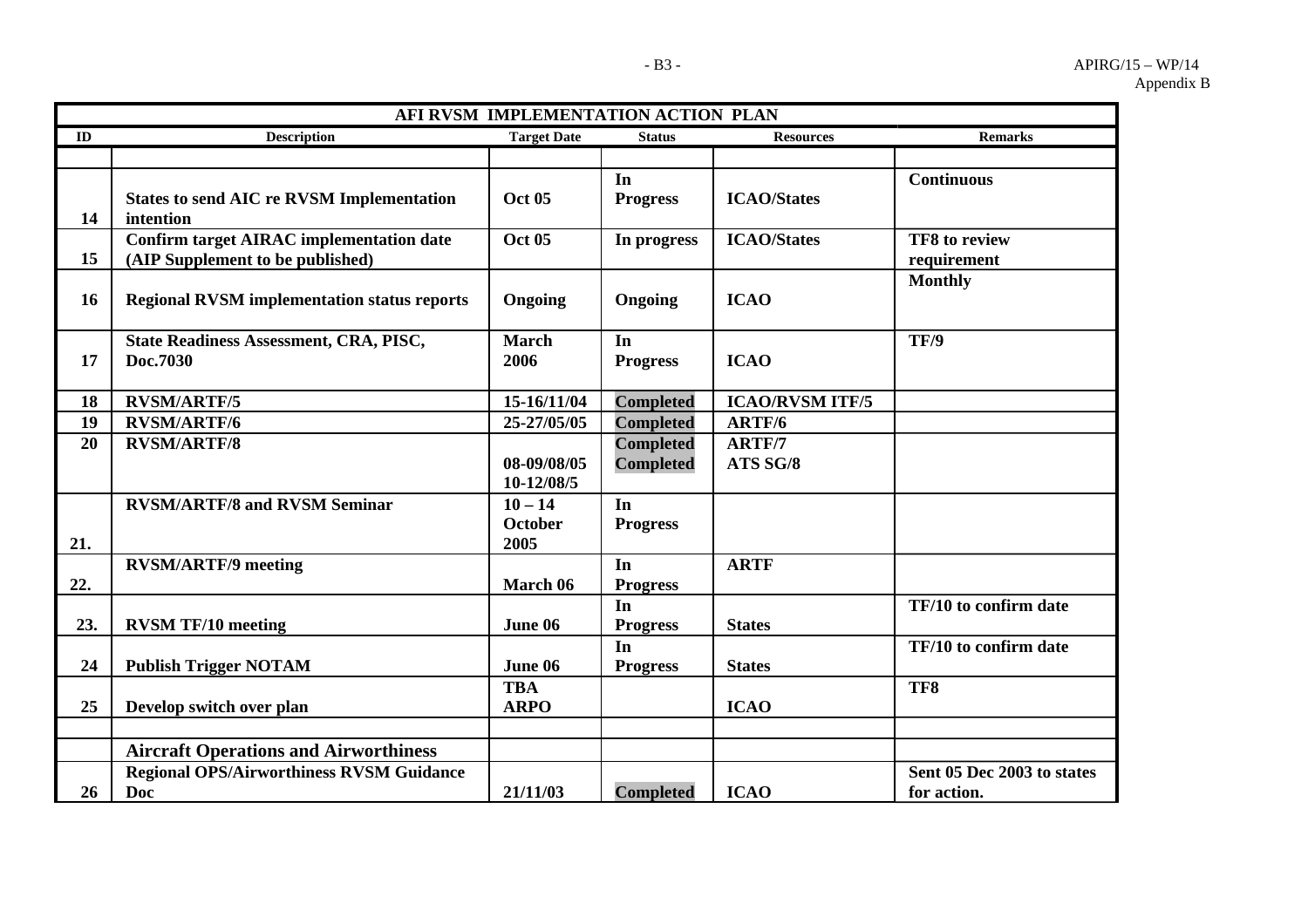| AFI RVSM IMPLEMENTATION ACTION PLAN | | | | | |
|---|---|---|---|---|---|
| **ID** | **Description** | **Target Date** | **Status** | **Resources** | **Remarks** |
| | | | | | |
| **14** | **States to send AIC re RVSM Implementation intention** | **Oct 05** | **In Progress** | **ICAO/States** | **Continuous** |
| **15** | **Confirm target AIRAC implementation date (AIP Supplement to be published)** | **Oct 05** | **In progress** | **ICAO/States** | **TF8 to review requirement** |
| **16** | **Regional RVSM implementation status reports** | **Ongoing** | **Ongoing** | **ICAO** | **Monthly** |
| **17** | **State Readiness Assessment, CRA, PISC, Doc.7030** | **March 2006** | **In Progress** | **ICAO** | **TF/9** |
| **18** | **RVSM/ARTF/5** | **15-16/11/04** | **Completed** | **ICAO/RVSM ITF/5** | |
| **19** | **RVSM/ARTF/6** | **25-27/05/05** | **Completed** | **ARTF/6** | |
| **20** | **RVSM/ARTF/8** | **08-09/08/05 10-12/08/5** | **Completed Completed** | **ARTF/7 ATS SG/8** | |
| **21.** | **RVSM/ARTF/8 and RVSM Seminar** | **10 – 14 October 2005** | **In Progress** | | |
| **22.** | **RVSM/ARTF/9 meeting** | **March 06** | **In Progress** | **ARTF** | |
| **23.** | **RVSM TF/10 meeting** | **June 06** | **In Progress** | **States** | **TF/10 to confirm date** |
| **24** | **Publish Trigger NOTAM** | **June 06** | **In Progress** | **States** | **TF/10 to confirm date** |
| **25** | **Develop switch over plan** | **TBA ARPO** | | **ICAO** | **TF8** |
| | | | | | |
| | **Aircraft Operations and Airworthiness** | | | | |
| **26** | **Regional OPS/Airworthiness RVSM Guidance Doc** | **21/11/03** | **Completed** | **ICAO** | **Sent 05 Dec 2003 to states for action.** |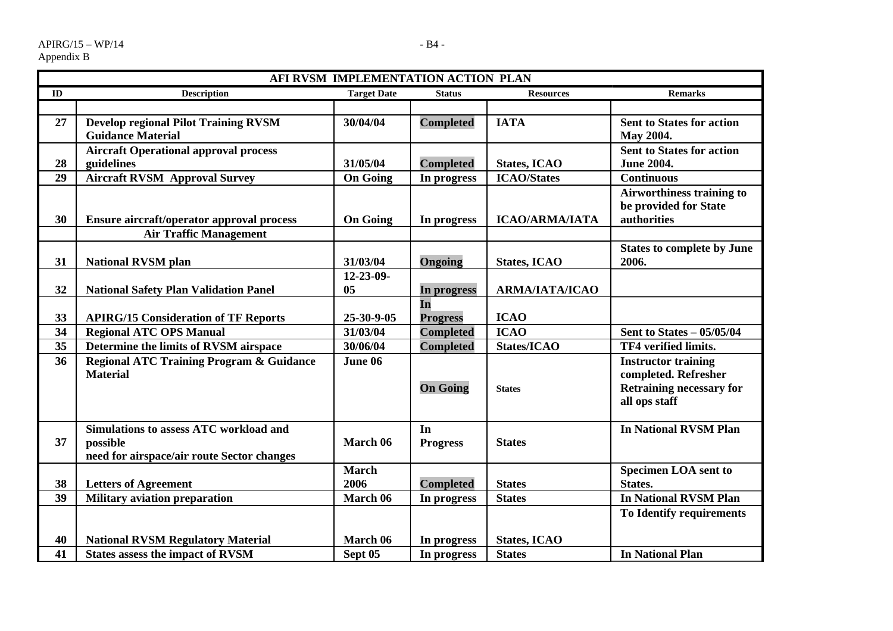| AFI RVSM IMPLEMENTATION ACTION PLAN | | | | | |
|---|---|---|---|---|---|
| **ID** | **Description** | **Target Date** | **Status** | **Resources** | **Remarks** |
| | | | | | |
| **27** | **Develop regional Pilot Training RVSM Guidance Material** | **30/04/04** | **Completed** | **IATA** | **Sent to States for action May 2004.** |
| **28** | **Aircraft Operational approval process guidelines** | **31/05/04** | **Completed** | **States, ICAO** | **Sent to States for action June 2004.** |
| **29** | **Aircraft RVSM Approval Survey** | **On Going** | **In progress** | **ICAO/States** | **Continuous** |
| **30** | **Ensure aircraft/operator approval process** | **On Going** | **In progress** | **ICAO/ARMA/IATA** | **Airworthiness training to be provided for State authorities** |
| | **Air Traffic Management** | | | | |
| **31** | **National RVSM plan** | **31/03/04** | **Ongoing** | **States, ICAO** | **States to complete by June 2006.** |
| **32** | **National Safety Plan Validation Panel** | **12-23-09-05** | **In progress** | **ARMA/IATA/ICAO** | |
| **33** | **APIRG/15 Consideration of TF Reports** | **25-30-9-05** | **In Progress** | **ICAO** | |
| **34** | **Regional ATC OPS Manual** | **31/03/04** | **Completed** | **ICAO** | **Sent to States – 05/05/04** |
| **35** | **Determine the limits of RVSM airspace** | **30/06/04** | **Completed** | **States/ICAO** | **TF4 verified limits.** |
| **36** | **Regional ATC Training Program & Guidance Material** | **June 06** | **On Going** | **States** | **Instructor training completed. Refresher Retraining necessary for all ops staff** |
| **37** | **Simulations to assess ATC workload and possible need for airspace/air route Sector changes** | **March 06** | **In Progress** | **States** | **In National RVSM Plan** |
| **38** | **Letters of Agreement** | **March 2006** | **Completed** | **States** | **Specimen LOA sent to States.** |
| **39** | **Military aviation preparation** | **March 06** | **In progress** | **States** | **In National RVSM Plan** |
| **40** | **National RVSM Regulatory Material** | **March 06** | **In progress** | **States, ICAO** | **To Identify requirements** |
| **41** | **States assess the impact of RVSM** | **Sept 05** | **In progress** | **States** | **In National Plan** |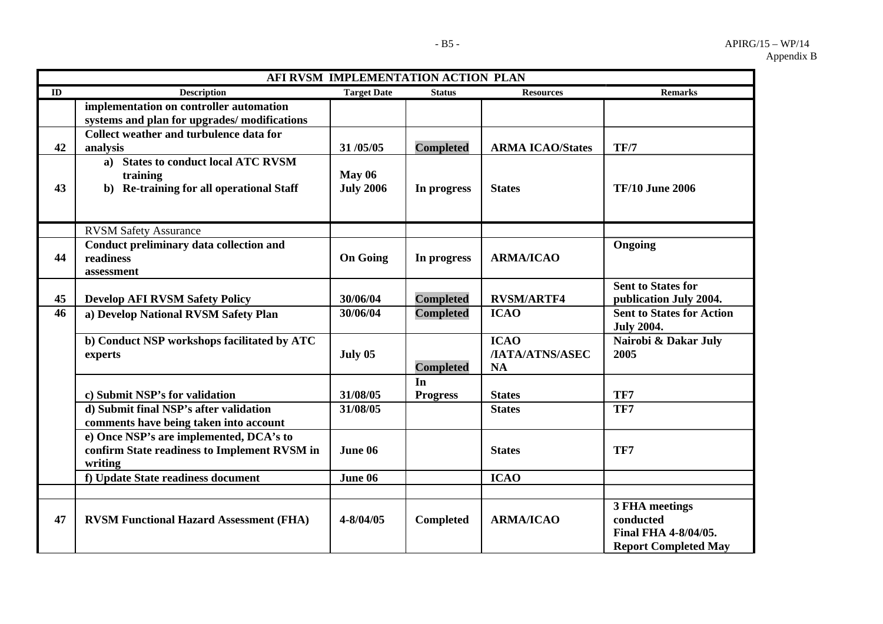| AFI RVSM IMPLEMENTATION ACTION PLAN | | | | | |
|---|---|---|---|---|---|
| **ID** | **Description** | **Target Date** | **Status** | **Resources** | **Remarks** |
| | **implementation on controller automation systems and plan for upgrades/ modifications** | | | | |
| **42** | **Collect weather and turbulence data for analysis** | **31 /05/05** | **Completed** | **ARMA ICAO/States** | **TF/7** |
| **43** | **a) States to conduct local ATC RVSM training**<br>**b) Re-training for all operational Staff** | **May 06**<br>**July 2006** | **In progress** | **States** | **TF/10 June 2006** |
| | RVSM Safety Assurance | | | | |
| **44** | **Conduct preliminary data collection and readiness assessment** | **On Going** | **In progress** | **ARMA/ICAO** | **Ongoing** |
| **45** | **Develop AFI RVSM Safety Policy** | **30/06/04** | **Completed** | **RVSM/ARTF4** | **Sent to States for publication July 2004.** |
| **46** | **a) Develop National RVSM Safety Plan** | **30/06/04** | **Completed** | **ICAO** | **Sent to States for Action July 2004.** |
| | **b) Conduct NSP workshops facilitated by ATC experts** | **July 05** | **Completed** | **ICAO /IATA/ATNS/ASECNA** | **Nairobi & Dakar July 2005** |
| | **c) Submit NSP's for validation** | **31/08/05** | **In Progress** | **States** | **TF7** |
| | **d) Submit final NSP's after validation comments have being taken into account** | **31/08/05** | | **States** | **TF7** |
| | **e) Once NSP's are implemented, DCA's to confirm State readiness to Implement RVSM in writing** | **June 06** | | **States** | **TF7** |
| | **f) Update State readiness document** | **June 06** | | **ICAO** | |
| | | | | | |
| **47** | **RVSM Functional Hazard Assessment (FHA)** | **4-8/04/05** | **Completed** | **ARMA/ICAO** | **3 FHA meetings conducted**<br>**Final FHA 4-8/04/05.**<br>**Report Completed May** |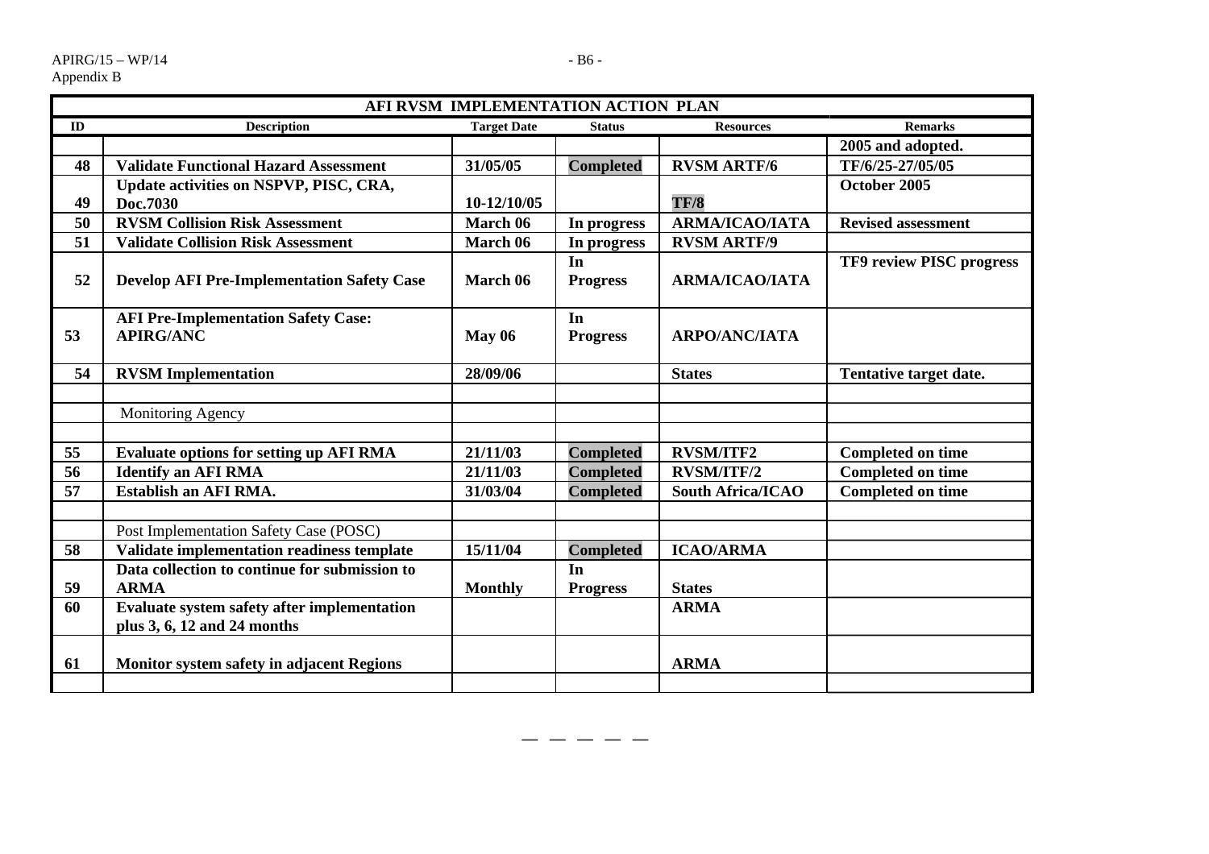| AFI RVSM IMPLEMENTATION ACTION PLAN | | | | | |
|---|---|---|---|---|---|
| **ID** | **Description** | **Target Date** | **Status** | **Resources** | **Remarks** |
| | | | | | **2005 and adopted.** |
| **48** | **Validate Functional Hazard Assessment** | **31/05/05** | **Completed** | **RVSM ARTF/6** | **TF/6/25-27/05/05** |
| **49** | **Update activities on NSPVP, PISC, CRA, Doc.7030** | **10-12/10/05** | | **TF/8** | **October 2005** |
| **50** | **RVSM Collision Risk Assessment** | **March 06** | **In progress** | **ARMA/ICAO/IATA** | **Revised assessment** |
| **51** | **Validate Collision Risk Assessment** | **March 06** | **In progress** | **RVSM ARTF/9** | |
| **52** | **Develop AFI Pre-Implementation Safety Case** | **March 06** | **In Progress** | **ARMA/ICAO/IATA** | **TF9 review PISC progress** |
| **53** | **AFI Pre-Implementation Safety Case: APIRG/ANC** | **May 06** | **In Progress** | **ARPO/ANC/IATA** | |
| **54** | **RVSM Implementation** | **28/09/06** | | **States** | **Tentative target date.** |
| | | | | | |
| | Monitoring Agency | | | | |
| | | | | | |
| **55** | **Evaluate options for setting up AFI RMA** | **21/11/03** | **Completed** | **RVSM/ITF2** | **Completed on time** |
| **56** | **Identify an AFI RMA** | **21/11/03** | **Completed** | **RVSM/ITF/2** | **Completed on time** |
| **57** | **Establish an AFI RMA.** | **31/03/04** | **Completed** | **South Africa/ICAO** | **Completed on time** |
| | | | | | |
| | Post Implementation Safety Case (POSC) | | | | |
| **58** | **Validate implementation readiness template** | **15/11/04** | **Completed** | **ICAO/ARMA** | |
| **59** | **Data collection to continue for submission to ARMA** | **Monthly** | **In Progress** | **States** | |
| **60** | **Evaluate system safety after implementation plus 3, 6, 12 and 24 months** | | | **ARMA** | |
| **61** | **Monitor system safety in adjacent Regions** | | | **ARMA** | |
| | | | | | |

— — — — —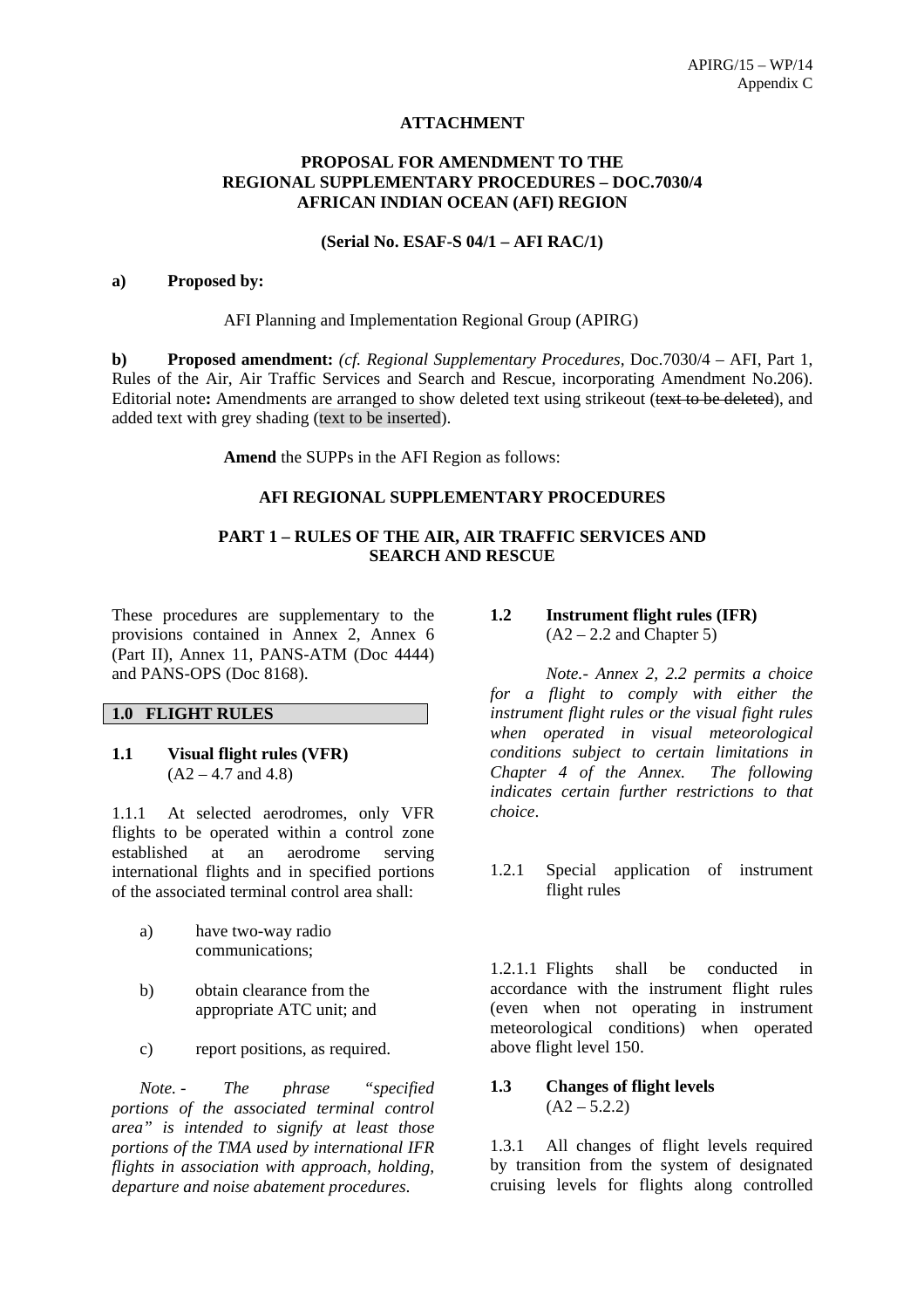**ATTACHMENT**

**PROPOSAL FOR AMENDMENT TO THE REGIONAL SUPPLEMENTARY PROCEDURES – DOC.7030/4 AFRICAN INDIAN OCEAN (AFI) REGION**

**(Serial No. ESAF-S 04/1 – AFI RAC/1)**

**a) Proposed by:**

AFI Planning and Implementation Regional Group (APIRG)

**b) Proposed amendment:** *(cf. Regional Supplementary Procedures*, Doc.7030/4 – AFI, Part 1, Rules of the Air, Air Traffic Services and Search and Rescue, incorporating Amendment No.206). Editorial note**:** Amendments are arranged to show deleted text using strikeout (~~text to be deleted~~), and added text with grey shading (text to be inserted).

**Amend** the SUPPs in the AFI Region as follows:

**AFI REGIONAL SUPPLEMENTARY PROCEDURES**

**PART 1 – RULES OF THE AIR, AIR TRAFFIC SERVICES AND SEARCH AND RESCUE**

These procedures are supplementary to the provisions contained in Annex 2, Annex 6 (Part II), Annex 11, PANS-ATM (Doc 4444) and PANS-OPS (Doc 8168).

## 1.0 FLIGHT RULES

### 1.1 Visual flight rules (VFR)
(A2 – 4.7 and 4.8)

1.1.1 At selected aerodromes, only VFR flights to be operated within a control zone established at an aerodrome serving international flights and in specified portions of the associated terminal control area shall:

a) have two-way radio communications;

b) obtain clearance from the appropriate ATC unit; and

c) report positions, as required.

*Note. - The phrase "specified portions of the associated terminal control area" is intended to signify at least those portions of the TMA used by international IFR flights in association with approach, holding, departure and noise abatement procedures.*

### 1.2 Instrument flight rules (IFR)
(A2 – 2.2 and Chapter 5)

*Note.- Annex 2, 2.2 permits a choice for a flight to comply with either the instrument flight rules or the visual fight rules when operated in visual meteorological conditions subject to certain limitations in Chapter 4 of the Annex. The following indicates certain further restrictions to that choice*.

1.2.1 Special application of instrument flight rules

1.2.1.1 Flights shall be conducted in accordance with the instrument flight rules (even when not operating in instrument meteorological conditions) when operated above flight level 150.

### 1.3 Changes of flight levels
(A2 – 5.2.2)

1.3.1 All changes of flight levels required by transition from the system of designated cruising levels for flights along controlled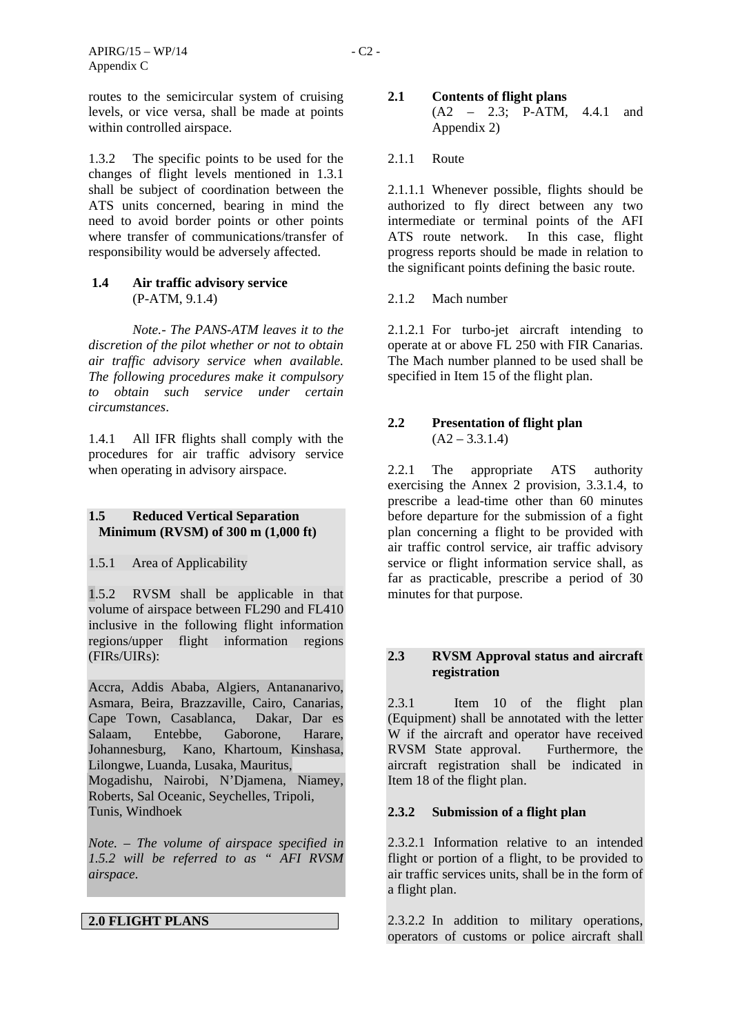routes to the semicircular system of cruising levels, or vice versa, shall be made at points within controlled airspace.

1.3.2 The specific points to be used for the changes of flight levels mentioned in 1.3.1 shall be subject of coordination between the ATS units concerned, bearing in mind the need to avoid border points or other points where transfer of communications/transfer of responsibility would be adversely affected.

**1.4 Air traffic advisory service**
(P-ATM, 9.1.4)

*Note.- The PANS-ATM leaves it to the discretion of the pilot whether or not to obtain air traffic advisory service when available. The following procedures make it compulsory to obtain such service under certain circumstances*.

1.4.1 All IFR flights shall comply with the procedures for air traffic advisory service when operating in advisory airspace.

**1.5 Reduced Vertical Separation Minimum (RVSM) of 300 m (1,000 ft)**

1.5.1 Area of Applicability

1.5.2 RVSM shall be applicable in that volume of airspace between FL290 and FL410 inclusive in the following flight information regions/upper flight information regions (FIRs/UIRs):

Accra, Addis Ababa, Algiers, Antananarivo, Asmara, Beira, Brazzaville, Cairo, Canarias, Cape Town, Casablanca, Dakar, Dar es Salaam, Entebbe, Gaborone, Harare, Johannesburg, Kano, Khartoum, Kinshasa, Lilongwe, Luanda, Lusaka, Mauritus, Mogadishu, Nairobi, N'Djamena, Niamey, Roberts, Sal Oceanic, Seychelles, Tripoli, Tunis, Windhoek

*Note. – The volume of airspace specified in 1.5.2 will be referred to as " AFI RVSM airspace*.

**2.0 FLIGHT PLANS**

**2.1 Contents of flight plans**
(A2 – 2.3; P-ATM, 4.4.1 and Appendix 2)

2.1.1 Route

2.1.1.1 Whenever possible, flights should be authorized to fly direct between any two intermediate or terminal points of the AFI ATS route network. In this case, flight progress reports should be made in relation to the significant points defining the basic route.

2.1.2 Mach number

2.1.2.1 For turbo-jet aircraft intending to operate at or above FL 250 with FIR Canarias. The Mach number planned to be used shall be specified in Item 15 of the flight plan.

**2.2 Presentation of flight plan**
(A2 – 3.3.1.4)

2.2.1 The appropriate ATS authority exercising the Annex 2 provision, 3.3.1.4, to prescribe a lead-time other than 60 minutes before departure for the submission of a fight plan concerning a flight to be provided with air traffic control service, air traffic advisory service or flight information service shall, as far as practicable, prescribe a period of 30 minutes for that purpose.

**2.3 RVSM Approval status and aircraft registration**

2.3.1 Item 10 of the flight plan (Equipment) shall be annotated with the letter W if the aircraft and operator have received RVSM State approval. Furthermore, the aircraft registration shall be indicated in Item 18 of the flight plan.

**2.3.2 Submission of a flight plan**

2.3.2.1 Information relative to an intended flight or portion of a flight, to be provided to air traffic services units, shall be in the form of a flight plan.

2.3.2.2 In addition to military operations, operators of customs or police aircraft shall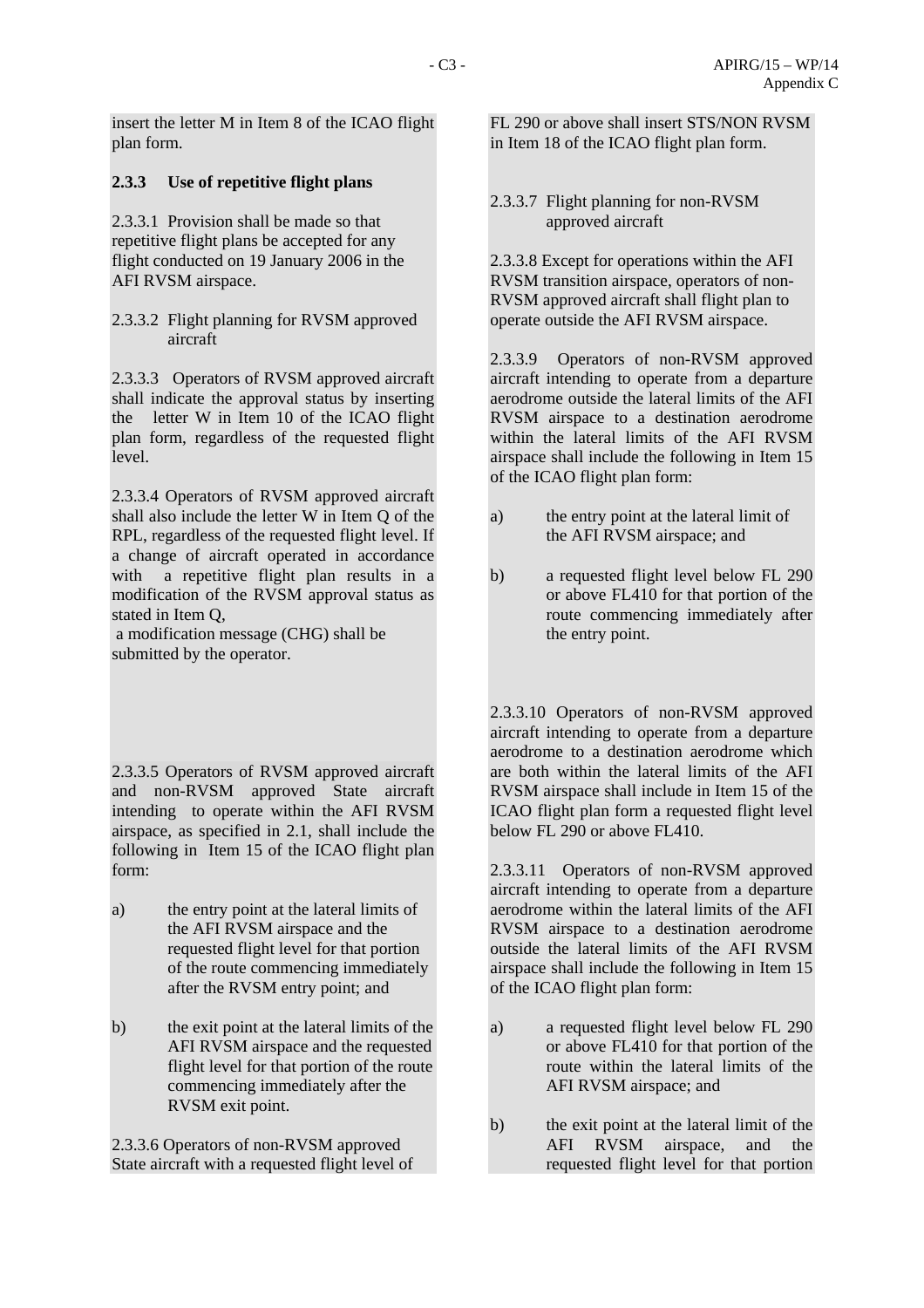insert the letter M in Item 8 of the ICAO flight plan form.

**2.3.3 Use of repetitive flight plans**

2.3.3.1 Provision shall be made so that repetitive flight plans be accepted for any flight conducted on 19 January 2006 in the AFI RVSM airspace.

2.3.3.2 Flight planning for RVSM approved aircraft

2.3.3.3 Operators of RVSM approved aircraft shall indicate the approval status by inserting the letter W in Item 10 of the ICAO flight plan form, regardless of the requested flight level.

2.3.3.4 Operators of RVSM approved aircraft shall also include the letter W in Item Q of the RPL, regardless of the requested flight level. If a change of aircraft operated in accordance with a repetitive flight plan results in a modification of the RVSM approval status as stated in Item Q,
a modification message (CHG) shall be submitted by the operator.

2.3.3.5 Operators of RVSM approved aircraft and non-RVSM approved State aircraft intending to operate within the AFI RVSM airspace, as specified in 2.1, shall include the following in Item 15 of the ICAO flight plan form:

a) the entry point at the lateral limits of the AFI RVSM airspace and the requested flight level for that portion of the route commencing immediately after the RVSM entry point; and

b) the exit point at the lateral limits of the AFI RVSM airspace and the requested flight level for that portion of the route commencing immediately after the RVSM exit point.

2.3.3.6 Operators of non-RVSM approved State aircraft with a requested flight level of FL 290 or above shall insert STS/NON RVSM in Item 18 of the ICAO flight plan form.

2.3.3.7 Flight planning for non-RVSM approved aircraft

2.3.3.8 Except for operations within the AFI RVSM transition airspace, operators of non-RVSM approved aircraft shall flight plan to operate outside the AFI RVSM airspace.

2.3.3.9 Operators of non-RVSM approved aircraft intending to operate from a departure aerodrome outside the lateral limits of the AFI RVSM airspace to a destination aerodrome within the lateral limits of the AFI RVSM airspace shall include the following in Item 15 of the ICAO flight plan form:

a) the entry point at the lateral limit of the AFI RVSM airspace; and

b) a requested flight level below FL 290 or above FL410 for that portion of the route commencing immediately after the entry point.

2.3.3.10 Operators of non-RVSM approved aircraft intending to operate from a departure aerodrome to a destination aerodrome which are both within the lateral limits of the AFI RVSM airspace shall include in Item 15 of the ICAO flight plan form a requested flight level below FL 290 or above FL410.

2.3.3.11 Operators of non-RVSM approved aircraft intending to operate from a departure aerodrome within the lateral limits of the AFI RVSM airspace to a destination aerodrome outside the lateral limits of the AFI RVSM airspace shall include the following in Item 15 of the ICAO flight plan form:

a) a requested flight level below FL 290 or above FL410 for that portion of the route within the lateral limits of the AFI RVSM airspace; and

b) the exit point at the lateral limit of the AFI RVSM airspace, and the requested flight level for that portion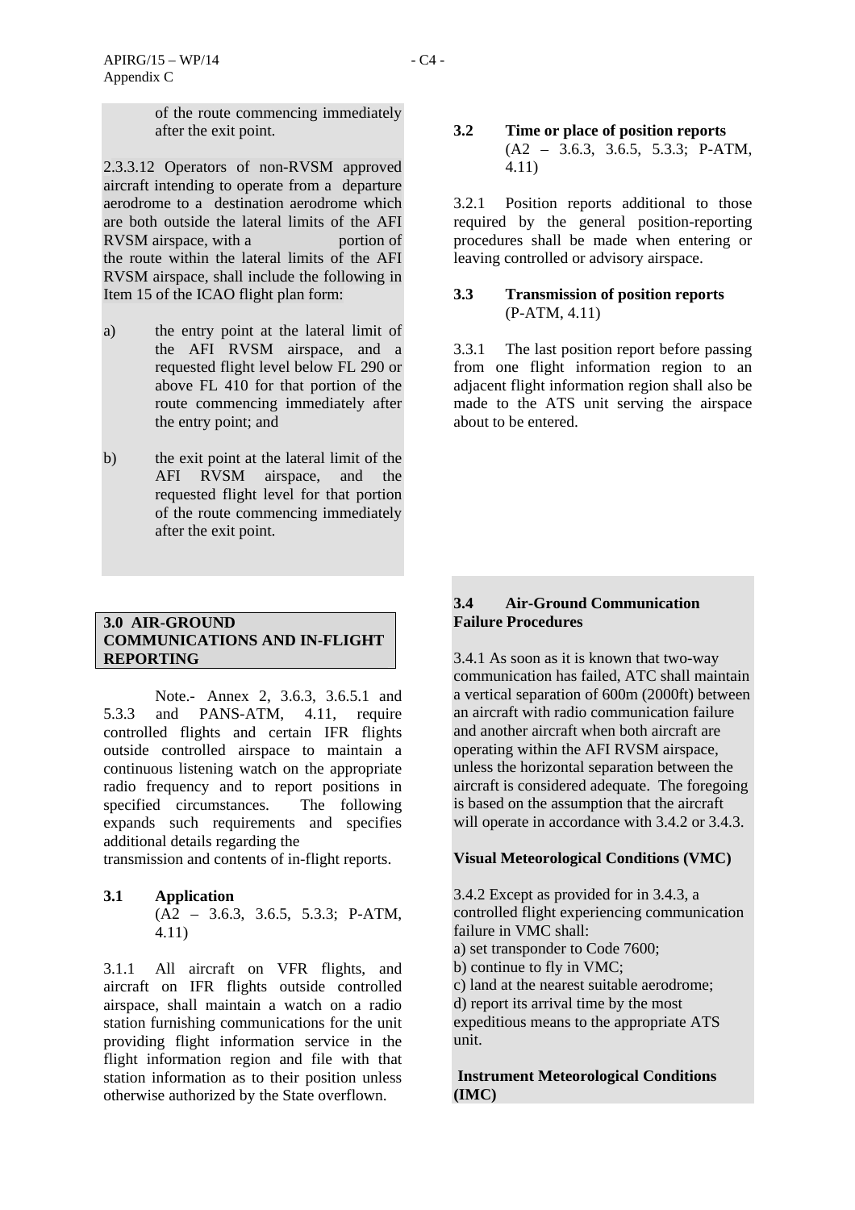of the route commencing immediately after the exit point.

2.3.3.12 Operators of non-RVSM approved aircraft intending to operate from a departure aerodrome to a destination aerodrome which are both outside the lateral limits of the AFI RVSM airspace, with a portion of the route within the lateral limits of the AFI RVSM airspace, shall include the following in Item 15 of the ICAO flight plan form:

a) the entry point at the lateral limit of the AFI RVSM airspace, and a requested flight level below FL 290 or above FL 410 for that portion of the route commencing immediately after the entry point; and

b) the exit point at the lateral limit of the AFI RVSM airspace, and the requested flight level for that portion of the route commencing immediately after the exit point.

## 3.0 AIR-GROUND COMMUNICATIONS AND IN-FLIGHT REPORTING

Note.- Annex 2, 3.6.3, 3.6.5.1 and 5.3.3 and PANS-ATM, 4.11, require controlled flights and certain IFR flights outside controlled airspace to maintain a continuous listening watch on the appropriate radio frequency and to report positions in specified circumstances. The following expands such requirements and specifies additional details regarding the transmission and contents of in-flight reports.

### 3.1 Application
(A2 – 3.6.3, 3.6.5, 5.3.3; P-ATM, 4.11)

3.1.1 All aircraft on VFR flights, and aircraft on IFR flights outside controlled airspace, shall maintain a watch on a radio station furnishing communications for the unit providing flight information service in the flight information region and file with that station information as to their position unless otherwise authorized by the State overflown.

### 3.2 Time or place of position reports
(A2 – 3.6.3, 3.6.5, 5.3.3; P-ATM, 4.11)

3.2.1 Position reports additional to those required by the general position-reporting procedures shall be made when entering or leaving controlled or advisory airspace.

### 3.3 Transmission of position reports
(P-ATM, 4.11)

3.3.1 The last position report before passing from one flight information region to an adjacent flight information region shall also be made to the ATS unit serving the airspace about to be entered.

### 3.4 Air-Ground Communication Failure Procedures

3.4.1 As soon as it is known that two-way communication has failed, ATC shall maintain a vertical separation of 600m (2000ft) between an aircraft with radio communication failure and another aircraft when both aircraft are operating within the AFI RVSM airspace, unless the horizontal separation between the aircraft is considered adequate. The foregoing is based on the assumption that the aircraft will operate in accordance with 3.4.2 or 3.4.3.

**Visual Meteorological Conditions (VMC)**

3.4.2 Except as provided for in 3.4.3, a controlled flight experiencing communication failure in VMC shall:
a) set transponder to Code 7600;
b) continue to fly in VMC;
c) land at the nearest suitable aerodrome;
d) report its arrival time by the most expeditious means to the appropriate ATS unit.

**Instrument Meteorological Conditions (IMC)**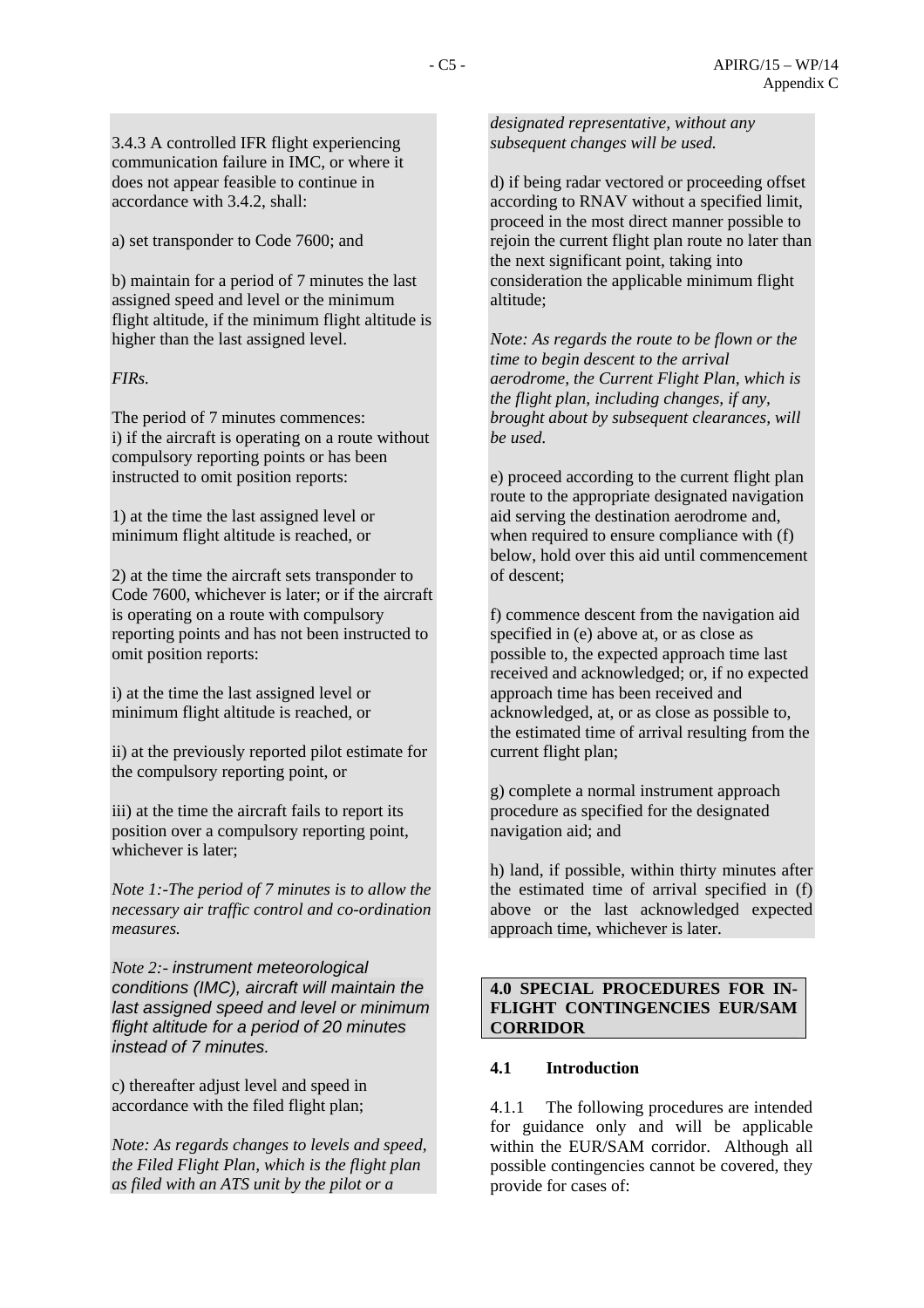3.4.3 A controlled IFR flight experiencing communication failure in IMC, or where it does not appear feasible to continue in accordance with 3.4.2, shall:

a) set transponder to Code 7600; and

b) maintain for a period of 7 minutes the last assigned speed and level or the minimum flight altitude, if the minimum flight altitude is higher than the last assigned level.

*FIRs.*

The period of 7 minutes commences:
i) if the aircraft is operating on a route without compulsory reporting points or has been instructed to omit position reports:

1) at the time the last assigned level or minimum flight altitude is reached, or

2) at the time the aircraft sets transponder to Code 7600, whichever is later; or if the aircraft is operating on a route with compulsory reporting points and has not been instructed to omit position reports:

i) at the time the last assigned level or minimum flight altitude is reached, or

ii) at the previously reported pilot estimate for the compulsory reporting point, or

iii) at the time the aircraft fails to report its position over a compulsory reporting point, whichever is later;

*Note 1:-The period of 7 minutes is to allow the necessary air traffic control and co-ordination measures.*

*Note 2:- instrument meteorological conditions (IMC), aircraft will maintain the last assigned speed and level or minimum flight altitude for a period of 20 minutes instead of 7 minutes.*

c) thereafter adjust level and speed in accordance with the filed flight plan;

*Note: As regards changes to levels and speed, the Filed Flight Plan, which is the flight plan as filed with an ATS unit by the pilot or a designated representative, without any subsequent changes will be used.*

d) if being radar vectored or proceeding offset according to RNAV without a specified limit, proceed in the most direct manner possible to rejoin the current flight plan route no later than the next significant point, taking into consideration the applicable minimum flight altitude;

*Note: As regards the route to be flown or the time to begin descent to the arrival aerodrome, the Current Flight Plan, which is the flight plan, including changes, if any, brought about by subsequent clearances, will be used.*

e) proceed according to the current flight plan route to the appropriate designated navigation aid serving the destination aerodrome and, when required to ensure compliance with (f) below, hold over this aid until commencement of descent;

f) commence descent from the navigation aid specified in (e) above at, or as close as possible to, the expected approach time last received and acknowledged; or, if no expected approach time has been received and acknowledged, at, or as close as possible to, the estimated time of arrival resulting from the current flight plan;

g) complete a normal instrument approach procedure as specified for the designated navigation aid; and

h) land, if possible, within thirty minutes after the estimated time of arrival specified in (f) above or the last acknowledged expected approach time, whichever is later.

## 4.0 SPECIAL PROCEDURES FOR IN-FLIGHT CONTINGENCIES EUR/SAM CORRIDOR

### 4.1 Introduction

4.1.1 The following procedures are intended for guidance only and will be applicable within the EUR/SAM corridor. Although all possible contingencies cannot be covered, they provide for cases of: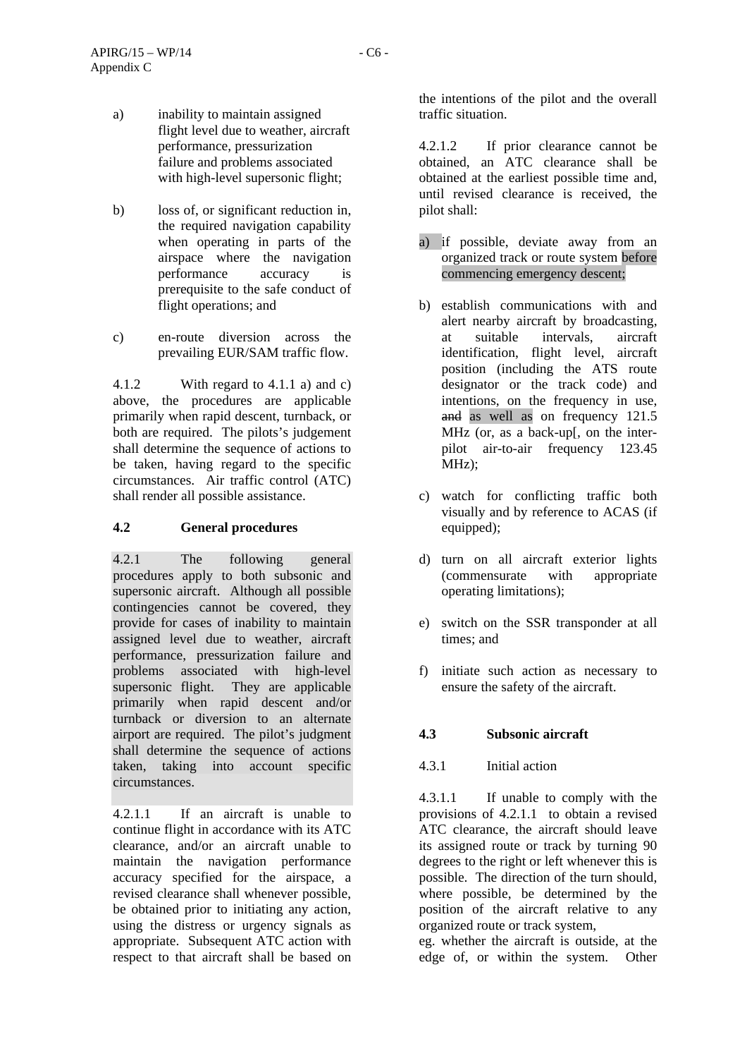a) inability to maintain assigned flight level due to weather, aircraft performance, pressurization failure and problems associated with high-level supersonic flight;

b) loss of, or significant reduction in, the required navigation capability when operating in parts of the airspace where the navigation performance accuracy is prerequisite to the safe conduct of flight operations; and

c) en-route diversion across the prevailing EUR/SAM traffic flow.

4.1.2 With regard to 4.1.1 a) and c) above, the procedures are applicable primarily when rapid descent, turnback, or both are required. The pilots's judgement shall determine the sequence of actions to be taken, having regard to the specific circumstances. Air traffic control (ATC) shall render all possible assistance.

### 4.2 General procedures

4.2.1 The following general procedures apply to both subsonic and supersonic aircraft. Although all possible contingencies cannot be covered, they provide for cases of inability to maintain assigned level due to weather, aircraft performance, pressurization failure and problems associated with high-level supersonic flight. They are applicable primarily when rapid descent and/or turnback or diversion to an alternate airport are required. The pilot's judgment shall determine the sequence of actions taken, taking into account specific circumstances.

4.2.1.1 If an aircraft is unable to continue flight in accordance with its ATC clearance, and/or an aircraft unable to maintain the navigation performance accuracy specified for the airspace, a revised clearance shall whenever possible, be obtained prior to initiating any action, using the distress or urgency signals as appropriate. Subsequent ATC action with respect to that aircraft shall be based on the intentions of the pilot and the overall traffic situation.

4.2.1.2 If prior clearance cannot be obtained, an ATC clearance shall be obtained at the earliest possible time and, until revised clearance is received, the pilot shall:

a) if possible, deviate away from an organized track or route system before commencing emergency descent;

b) establish communications with and alert nearby aircraft by broadcasting, at suitable intervals, aircraft identification, flight level, aircraft position (including the ATS route designator or the track code) and intentions, on the frequency in use, ~~and~~ as well as on frequency 121.5 MHz (or, as a back-up[, on the inter-pilot air-to-air frequency 123.45 MHz);

c) watch for conflicting traffic both visually and by reference to ACAS (if equipped);

d) turn on all aircraft exterior lights (commensurate with appropriate operating limitations);

e) switch on the SSR transponder at all times; and

f) initiate such action as necessary to ensure the safety of the aircraft.

### 4.3 Subsonic aircraft

4.3.1 Initial action

4.3.1.1 If unable to comply with the provisions of 4.2.1.1 to obtain a revised ATC clearance, the aircraft should leave its assigned route or track by turning 90 degrees to the right or left whenever this is possible. The direction of the turn should, where possible, be determined by the position of the aircraft relative to any organized route or track system,
eg. whether the aircraft is outside, at the edge of, or within the system. Other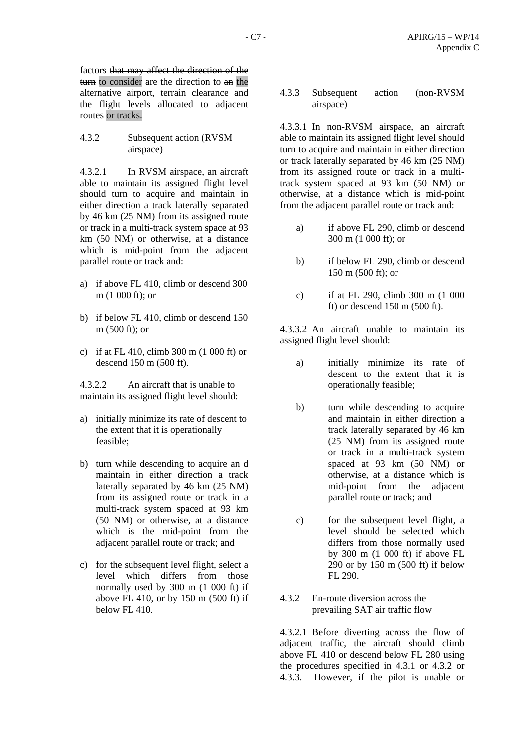factors ~~that may affect the direction of the turn~~ to consider are the direction to ~~an~~ the alternative airport, terrain clearance and the flight levels allocated to adjacent routes or tracks.

4.3.2 Subsequent action (RVSM airspace)

4.3.2.1 In RVSM airspace, an aircraft able to maintain its assigned flight level should turn to acquire and maintain in either direction a track laterally separated by 46 km (25 NM) from its assigned route or track in a multi-track system space at 93 km (50 NM) or otherwise, at a distance which is mid-point from the adjacent parallel route or track and:

a) if above FL 410, climb or descend 300 m (1 000 ft); or

b) if below FL 410, climb or descend 150 m (500 ft); or

c) if at FL 410, climb 300 m (1 000 ft) or descend 150 m (500 ft).

4.3.2.2 An aircraft that is unable to maintain its assigned flight level should:

a) initially minimize its rate of descent to the extent that it is operationally feasible;

b) turn while descending to acquire an d maintain in either direction a track laterally separated by 46 km (25 NM) from its assigned route or track in a multi-track system spaced at 93 km (50 NM) or otherwise, at a distance which is the mid-point from the adjacent parallel route or track; and

c) for the subsequent level flight, select a level which differs from those normally used by 300 m (1 000 ft) if above FL 410, or by 150 m (500 ft) if below FL 410.

4.3.3 Subsequent action (non-RVSM airspace)

4.3.3.1 In non-RVSM airspace, an aircraft able to maintain its assigned flight level should turn to acquire and maintain in either direction or track laterally separated by 46 km (25 NM) from its assigned route or track in a multi-track system spaced at 93 km (50 NM) or otherwise, at a distance which is mid-point from the adjacent parallel route or track and:

a) if above FL 290, climb or descend 300 m (1 000 ft); or

b) if below FL 290, climb or descend 150 m (500 ft); or

c) if at FL 290, climb 300 m (1 000 ft) or descend 150 m (500 ft).

4.3.3.2 An aircraft unable to maintain its assigned flight level should:

a) initially minimize its rate of descent to the extent that it is operationally feasible;

b) turn while descending to acquire and maintain in either direction a track laterally separated by 46 km (25 NM) from its assigned route or track in a multi-track system spaced at 93 km (50 NM) or otherwise, at a distance which is mid-point from the adjacent parallel route or track; and

c) for the subsequent level flight, a level should be selected which differs from those normally used by 300 m (1 000 ft) if above FL 290 or by 150 m (500 ft) if below FL 290.

4.3.2 En-route diversion across the prevailing SAT air traffic flow

4.3.2.1 Before diverting across the flow of adjacent traffic, the aircraft should climb above FL 410 or descend below FL 280 using the procedures specified in 4.3.1 or 4.3.2 or 4.3.3. However, if the pilot is unable or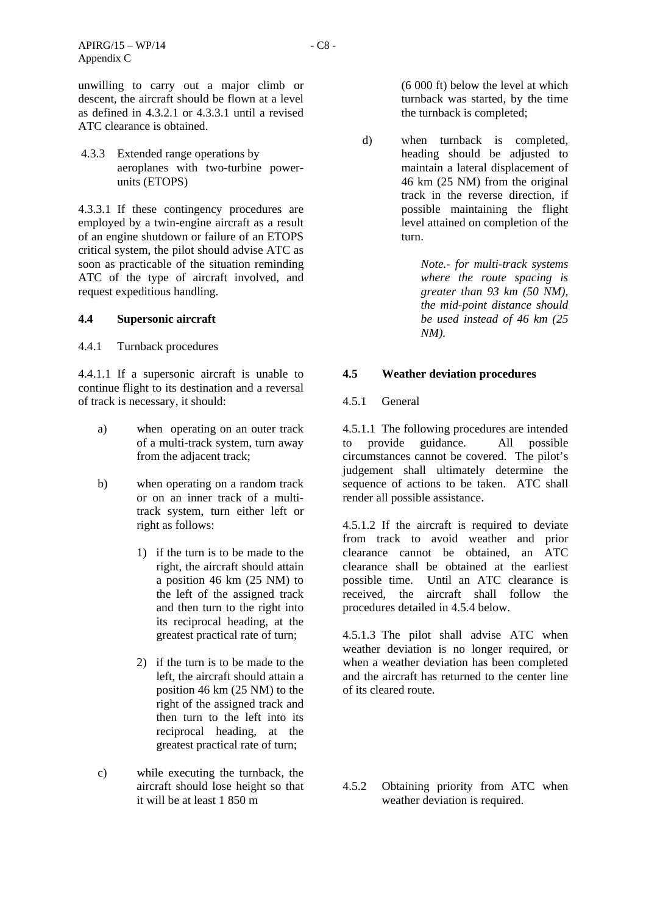unwilling to carry out a major climb or descent, the aircraft should be flown at a level as defined in 4.3.2.1 or 4.3.3.1 until a revised ATC clearance is obtained.

4.3.3 Extended range operations by aeroplanes with two-turbine power-units (ETOPS)

4.3.3.1 If these contingency procedures are employed by a twin-engine aircraft as a result of an engine shutdown or failure of an ETOPS critical system, the pilot should advise ATC as soon as practicable of the situation reminding ATC of the type of aircraft involved, and request expeditious handling.

### 4.4 Supersonic aircraft

4.4.1 Turnback procedures

4.4.1.1 If a supersonic aircraft is unable to continue flight to its destination and a reversal of track is necessary, it should:

a) when operating on an outer track of a multi-track system, turn away from the adjacent track;

b) when operating on a random track or on an inner track of a multi-track system, turn either left or right as follows:

   1) if the turn is to be made to the right, the aircraft should attain a position 46 km (25 NM) to the left of the assigned track and then turn to the right into its reciprocal heading, at the greatest practical rate of turn;

   2) if the turn is to be made to the left, the aircraft should attain a position 46 km (25 NM) to the right of the assigned track and then turn to the left into its reciprocal heading, at the greatest practical rate of turn;

c) while executing the turnback, the aircraft should lose height so that it will be at least 1 850 m (6 000 ft) below the level at which turnback was started, by the time the turnback is completed;

d) when turnback is completed, heading should be adjusted to maintain a lateral displacement of 46 km (25 NM) from the original track in the reverse direction, if possible maintaining the flight level attained on completion of the turn.

*Note.- for multi-track systems where the route spacing is greater than 93 km (50 NM), the mid-point distance should be used instead of 46 km (25 NM).*

### 4.5 Weather deviation procedures

4.5.1 General

4.5.1.1 The following procedures are intended to provide guidance. All possible circumstances cannot be covered. The pilot's judgement shall ultimately determine the sequence of actions to be taken. ATC shall render all possible assistance.

4.5.1.2 If the aircraft is required to deviate from track to avoid weather and prior clearance cannot be obtained, an ATC clearance shall be obtained at the earliest possible time. Until an ATC clearance is received, the aircraft shall follow the procedures detailed in 4.5.4 below.

4.5.1.3 The pilot shall advise ATC when weather deviation is no longer required, or when a weather deviation has been completed and the aircraft has returned to the center line of its cleared route.

4.5.2 Obtaining priority from ATC when weather deviation is required.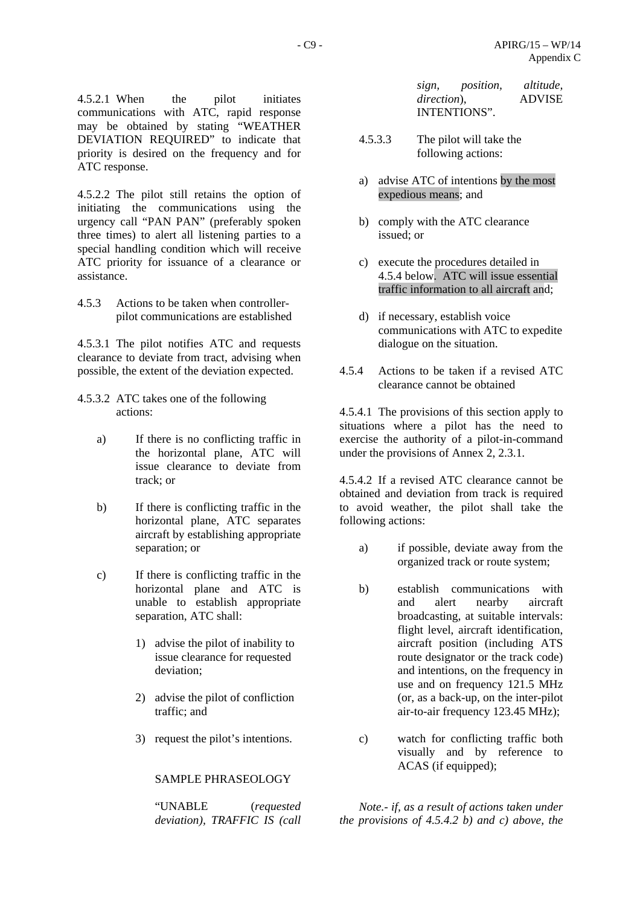4.5.2.1 When the pilot initiates communications with ATC, rapid response may be obtained by stating “WEATHER DEVIATION REQUIRED” to indicate that priority is desired on the frequency and for ATC response.

4.5.2.2 The pilot still retains the option of initiating the communications using the urgency call “PAN PAN” (preferably spoken three times) to alert all listening parties to a special handling condition which will receive ATC priority for issuance of a clearance or assistance.

4.5.3 Actions to be taken when controller-pilot communications are established

4.5.3.1 The pilot notifies ATC and requests clearance to deviate from tract, advising when possible, the extent of the deviation expected.

4.5.3.2 ATC takes one of the following actions:

a) If there is no conflicting traffic in the horizontal plane, ATC will issue clearance to deviate from track; or

b) If there is conflicting traffic in the horizontal plane, ATC separates aircraft by establishing appropriate separation; or

c) If there is conflicting traffic in the horizontal plane and ATC is unable to establish appropriate separation, ATC shall:

1) advise the pilot of inability to issue clearance for requested deviation;

2) advise the pilot of confliction traffic; and

3) request the pilot’s intentions.

SAMPLE PHRASEOLOGY

“UNABLE (*requested deviation*), *TRAFFIC IS (call sign, position, altitude, direction*), ADVISE INTENTIONS”.

4.5.3.3 The pilot will take the following actions:

a) advise ATC of intentions by the most expedious means; and

b) comply with the ATC clearance issued; or

c) execute the procedures detailed in 4.5.4 below. ATC will issue essential traffic information to all aircraft and;

d) if necessary, establish voice communications with ATC to expedite dialogue on the situation.

4.5.4 Actions to be taken if a revised ATC clearance cannot be obtained

4.5.4.1 The provisions of this section apply to situations where a pilot has the need to exercise the authority of a pilot-in-command under the provisions of Annex 2, 2.3.1.

4.5.4.2 If a revised ATC clearance cannot be obtained and deviation from track is required to avoid weather, the pilot shall take the following actions:

a) if possible, deviate away from the organized track or route system;

b) establish communications with and alert nearby aircraft broadcasting, at suitable intervals: flight level, aircraft identification, aircraft position (including ATS route designator or the track code) and intentions, on the frequency in use and on frequency 121.5 MHz (or, as a back-up, on the inter-pilot air-to-air frequency 123.45 MHz);

c) watch for conflicting traffic both visually and by reference to ACAS (if equipped);

*Note.- if, as a result of actions taken under the provisions of 4.5.4.2 b) and c) above, the*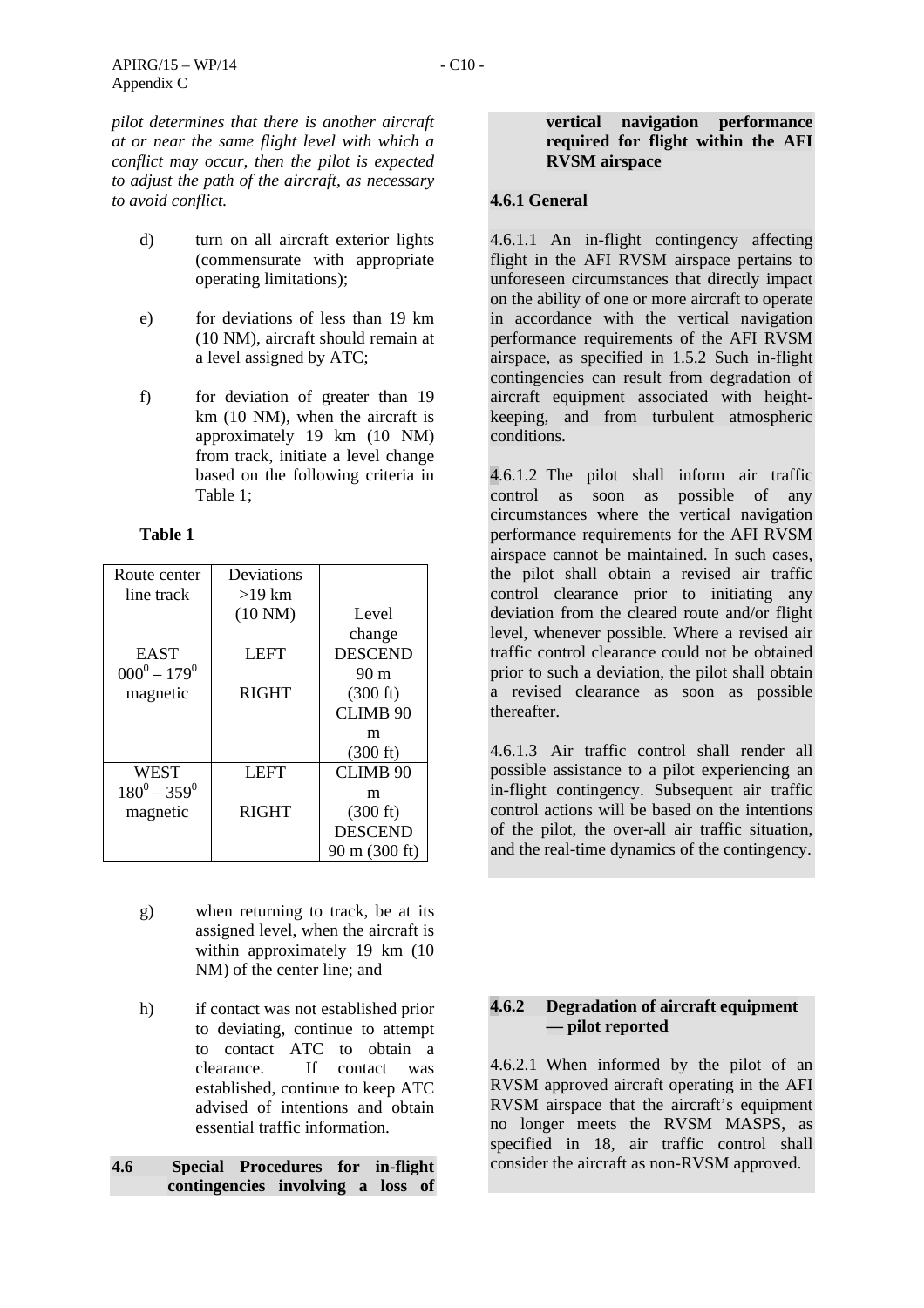*pilot determines that there is another aircraft at or near the same flight level with which a conflict may occur, then the pilot is expected to adjust the path of the aircraft, as necessary to avoid conflict.*

d) turn on all aircraft exterior lights (commensurate with appropriate operating limitations);

e) for deviations of less than 19 km (10 NM), aircraft should remain at a level assigned by ATC;

f) for deviation of greater than 19 km (10 NM), when the aircraft is approximately 19 km (10 NM) from track, initiate a level change based on the following criteria in Table 1;

**Table 1**

| Route center line track | Deviations >19 km (10 NM) | Level change |
|---|---|---|
| EAST $000^0 – 179^0$ magnetic | LEFT | DESCEND 90 m (300 ft) |
| | RIGHT | CLIMB 90 m (300 ft) |
| WEST $180^0 – 359^0$ magnetic | LEFT | CLIMB 90 m (300 ft) |
| | RIGHT | DESCEND 90 m (300 ft) |

g) when returning to track, be at its assigned level, when the aircraft is within approximately 19 km (10 NM) of the center line; and

h) if contact was not established prior to deviating, continue to attempt to contact ATC to obtain a clearance. If contact was established, continue to keep ATC advised of intentions and obtain essential traffic information.

## 4.6 Special Procedures for in-flight contingencies involving a loss of vertical navigation performance required for flight within the AFI RVSM airspace

### 4.6.1 General

4.6.1.1 An in-flight contingency affecting flight in the AFI RVSM airspace pertains to unforeseen circumstances that directly impact on the ability of one or more aircraft to operate in accordance with the vertical navigation performance requirements of the AFI RVSM airspace, as specified in 1.5.2 Such in-flight contingencies can result from degradation of aircraft equipment associated with height-keeping, and from turbulent atmospheric conditions.

4.6.1.2 The pilot shall inform air traffic control as soon as possible of any circumstances where the vertical navigation performance requirements for the AFI RVSM airspace cannot be maintained. In such cases, the pilot shall obtain a revised air traffic control clearance prior to initiating any deviation from the cleared route and/or flight level, whenever possible. Where a revised air traffic control clearance could not be obtained prior to such a deviation, the pilot shall obtain a revised clearance as soon as possible thereafter.

4.6.1.3 Air traffic control shall render all possible assistance to a pilot experiencing an in-flight contingency. Subsequent air traffic control actions will be based on the intentions of the pilot, the over-all air traffic situation, and the real-time dynamics of the contingency.

### 4.6.2 Degradation of aircraft equipment — pilot reported

4.6.2.1 When informed by the pilot of an RVSM approved aircraft operating in the AFI RVSM airspace that the aircraft's equipment no longer meets the RVSM MASPS, as specified in 18, air traffic control shall consider the aircraft as non-RVSM approved.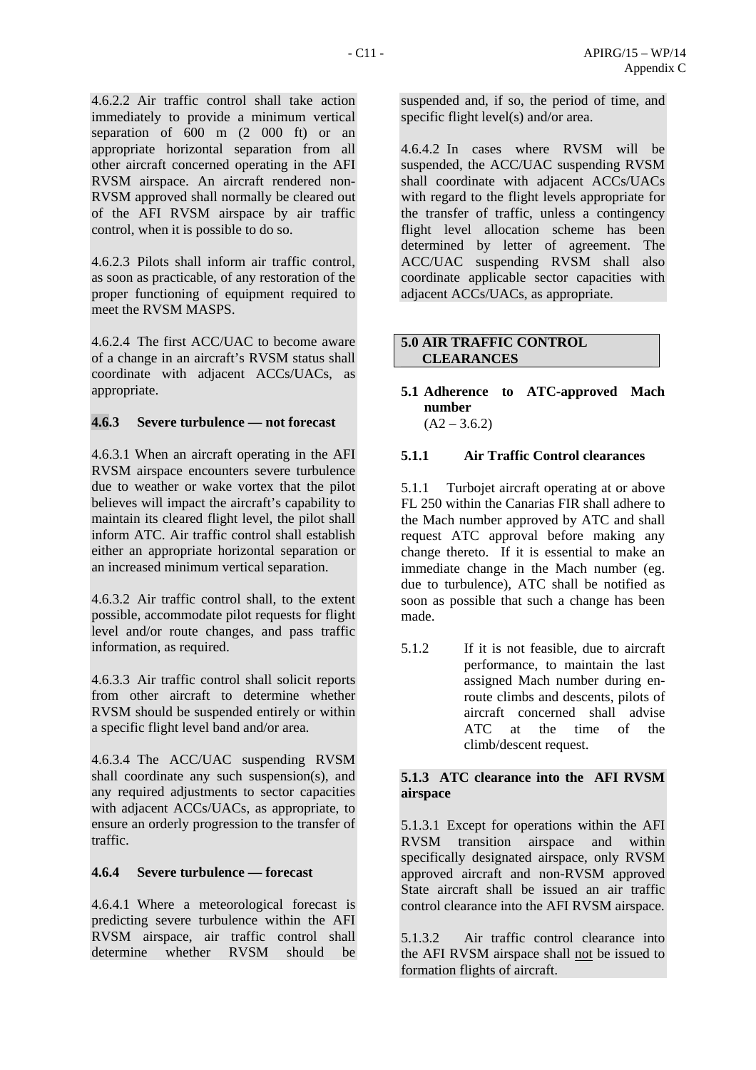4.6.2.2 Air traffic control shall take action immediately to provide a minimum vertical separation of 600 m (2 000 ft) or an appropriate horizontal separation from all other aircraft concerned operating in the AFI RVSM airspace. An aircraft rendered non-RVSM approved shall normally be cleared out of the AFI RVSM airspace by air traffic control, when it is possible to do so.

4.6.2.3 Pilots shall inform air traffic control, as soon as practicable, of any restoration of the proper functioning of equipment required to meet the RVSM MASPS.

4.6.2.4 The first ACC/UAC to become aware of a change in an aircraft's RVSM status shall coordinate with adjacent ACCs/UACs, as appropriate.

#### 4.6.3 Severe turbulence — not forecast

4.6.3.1 When an aircraft operating in the AFI RVSM airspace encounters severe turbulence due to weather or wake vortex that the pilot believes will impact the aircraft's capability to maintain its cleared flight level, the pilot shall inform ATC. Air traffic control shall establish either an appropriate horizontal separation or an increased minimum vertical separation.

4.6.3.2 Air traffic control shall, to the extent possible, accommodate pilot requests for flight level and/or route changes, and pass traffic information, as required.

4.6.3.3 Air traffic control shall solicit reports from other aircraft to determine whether RVSM should be suspended entirely or within a specific flight level band and/or area.

4.6.3.4 The ACC/UAC suspending RVSM shall coordinate any such suspension(s), and any required adjustments to sector capacities with adjacent ACCs/UACs, as appropriate, to ensure an orderly progression to the transfer of traffic.

#### 4.6.4 Severe turbulence — forecast

4.6.4.1 Where a meteorological forecast is predicting severe turbulence within the AFI RVSM airspace, air traffic control shall determine whether RVSM should be suspended and, if so, the period of time, and specific flight level(s) and/or area.

4.6.4.2 In cases where RVSM will be suspended, the ACC/UAC suspending RVSM shall coordinate with adjacent ACCs/UACs with regard to the flight levels appropriate for the transfer of traffic, unless a contingency flight level allocation scheme has been determined by letter of agreement. The ACC/UAC suspending RVSM shall also coordinate applicable sector capacities with adjacent ACCs/UACs, as appropriate.

## 5.0 AIR TRAFFIC CONTROL CLEARANCES

### 5.1 Adherence to ATC-approved Mach number

(A2 – 3.6.2)

#### 5.1.1 Air Traffic Control clearances

5.1.1 Turbojet aircraft operating at or above FL 250 within the Canarias FIR shall adhere to the Mach number approved by ATC and shall request ATC approval before making any change thereto. If it is essential to make an immediate change in the Mach number (eg. due to turbulence), ATC shall be notified as soon as possible that such a change has been made.

5.1.2 If it is not feasible, due to aircraft performance, to maintain the last assigned Mach number during en-route climbs and descents, pilots of aircraft concerned shall advise ATC at the time of the climb/descent request.

#### 5.1.3 ATC clearance into the AFI RVSM airspace

5.1.3.1 Except for operations within the AFI RVSM transition airspace and within specifically designated airspace, only RVSM approved aircraft and non-RVSM approved State aircraft shall be issued an air traffic control clearance into the AFI RVSM airspace.

5.1.3.2 Air traffic control clearance into the AFI RVSM airspace shall not be issued to formation flights of aircraft.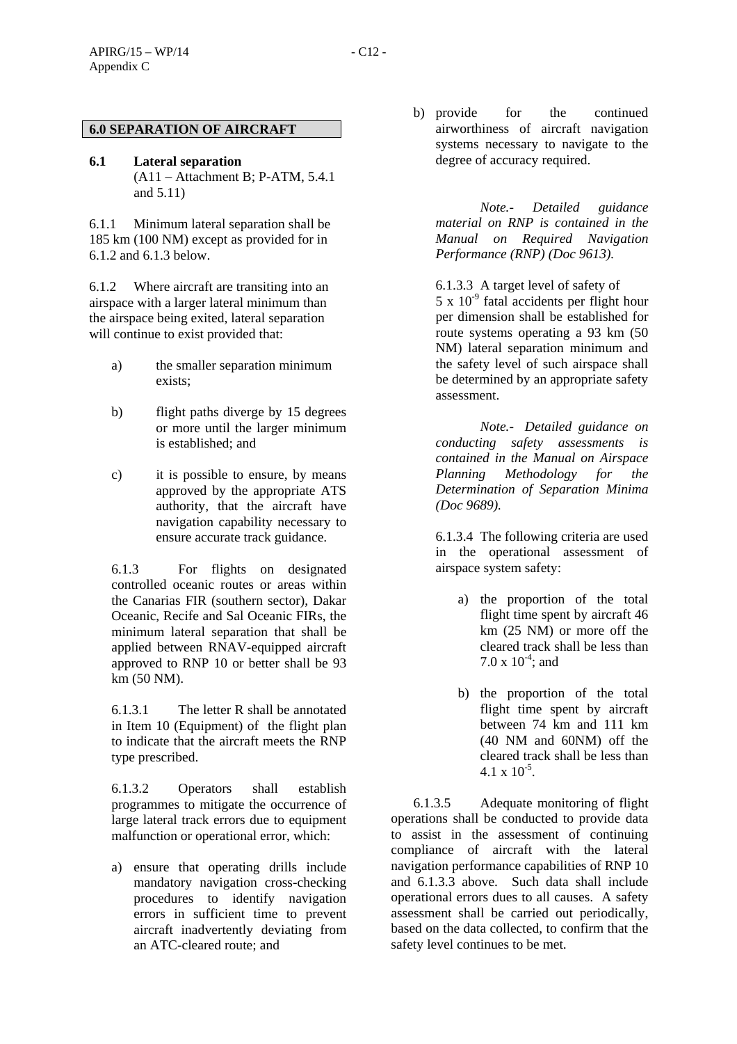## 6.0 SEPARATION OF AIRCRAFT

### 6.1 Lateral separation
(A11 – Attachment B; P-ATM, 5.4.1 and 5.11)

6.1.1 Minimum lateral separation shall be 185 km (100 NM) except as provided for in 6.1.2 and 6.1.3 below.

6.1.2 Where aircraft are transiting into an airspace with a larger lateral minimum than the airspace being exited, lateral separation will continue to exist provided that:

a) the smaller separation minimum exists;

b) flight paths diverge by 15 degrees or more until the larger minimum is established; and

c) it is possible to ensure, by means approved by the appropriate ATS authority, that the aircraft have navigation capability necessary to ensure accurate track guidance.

6.1.3 For flights on designated controlled oceanic routes or areas within the Canarias FIR (southern sector), Dakar Oceanic, Recife and Sal Oceanic FIRs, the minimum lateral separation that shall be applied between RNAV-equipped aircraft approved to RNP 10 or better shall be 93 km (50 NM).

6.1.3.1 The letter R shall be annotated in Item 10 (Equipment) of the flight plan to indicate that the aircraft meets the RNP type prescribed.

6.1.3.2 Operators shall establish programmes to mitigate the occurrence of large lateral track errors due to equipment malfunction or operational error, which:

a) ensure that operating drills include mandatory navigation cross-checking procedures to identify navigation errors in sufficient time to prevent aircraft inadvertently deviating from an ATC-cleared route; and

b) provide for the continued airworthiness of aircraft navigation systems necessary to navigate to the degree of accuracy required.

*Note.- Detailed guidance material on RNP is contained in the Manual on Required Navigation Performance (RNP) (Doc 9613).*

6.1.3.3 A target level of safety of $5 \times 10^{-9}$ fatal accidents per flight hour per dimension shall be established for route systems operating a 93 km (50 NM) lateral separation minimum and the safety level of such airspace shall be determined by an appropriate safety assessment.

*Note.- Detailed guidance on conducting safety assessments is contained in the Manual on Airspace Planning Methodology for the Determination of Separation Minima (Doc 9689).*

6.1.3.4 The following criteria are used in the operational assessment of airspace system safety:

a) the proportion of the total flight time spent by aircraft 46 km (25 NM) or more off the cleared track shall be less than $7.0 \times 10^{-4}$; and

b) the proportion of the total flight time spent by aircraft between 74 km and 111 km (40 NM and 60NM) off the cleared track shall be less than $4.1 \times 10^{-5}$.

6.1.3.5 Adequate monitoring of flight operations shall be conducted to provide data to assist in the assessment of continuing compliance of aircraft with the lateral navigation performance capabilities of RNP 10 and 6.1.3.3 above. Such data shall include operational errors dues to all causes. A safety assessment shall be carried out periodically, based on the data collected, to confirm that the safety level continues to be met.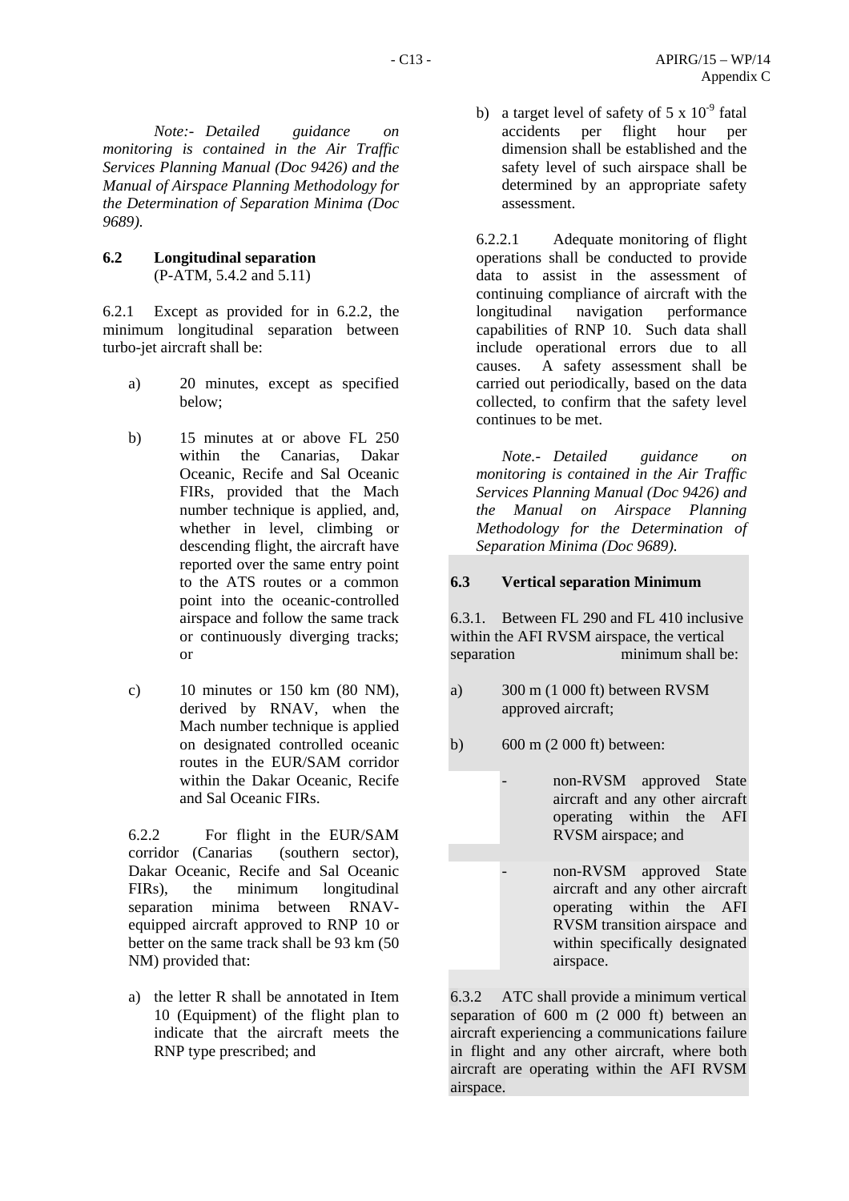*Note:- Detailed guidance on monitoring is contained in the Air Traffic Services Planning Manual (Doc 9426) and the Manual of Airspace Planning Methodology for the Determination of Separation Minima (Doc 9689).*

**6.2 Longitudinal separation**
(P-ATM, 5.4.2 and 5.11)

6.2.1 Except as provided for in 6.2.2, the minimum longitudinal separation between turbo-jet aircraft shall be:

a) 20 minutes, except as specified below;

b) 15 minutes at or above FL 250 within the Canarias, Dakar Oceanic, Recife and Sal Oceanic FIRs, provided that the Mach number technique is applied, and, whether in level, climbing or descending flight, the aircraft have reported over the same entry point to the ATS routes or a common point into the oceanic-controlled airspace and follow the same track or continuously diverging tracks; or

c) 10 minutes or 150 km (80 NM), derived by RNAV, when the Mach number technique is applied on designated controlled oceanic routes in the EUR/SAM corridor within the Dakar Oceanic, Recife and Sal Oceanic FIRs.

6.2.2 For flight in the EUR/SAM corridor (Canarias (southern sector), Dakar Oceanic, Recife and Sal Oceanic FIRs), the minimum longitudinal separation minima between RNAV-equipped aircraft approved to RNP 10 or better on the same track shall be 93 km (50 NM) provided that:

a) the letter R shall be annotated in Item 10 (Equipment) of the flight plan to indicate that the aircraft meets the RNP type prescribed; and

b) a target level of safety of $5 \times 10^{-9}$ fatal accidents per flight hour per dimension shall be established and the safety level of such airspace shall be determined by an appropriate safety assessment.

6.2.2.1 Adequate monitoring of flight operations shall be conducted to provide data to assist in the assessment of continuing compliance of aircraft with the longitudinal navigation performance capabilities of RNP 10. Such data shall include operational errors due to all causes. A safety assessment shall be carried out periodically, based on the data collected, to confirm that the safety level continues to be met.

*Note.- Detailed guidance on monitoring is contained in the Air Traffic Services Planning Manual (Doc 9426) and the Manual on Airspace Planning Methodology for the Determination of Separation Minima (Doc 9689).*

**6.3 Vertical separation Minimum**

6.3.1. Between FL 290 and FL 410 inclusive within the AFI RVSM airspace, the vertical separation minimum shall be:

a) 300 m (1 000 ft) between RVSM approved aircraft;

b) 600 m (2 000 ft) between:

- non-RVSM approved State aircraft and any other aircraft operating within the AFI RVSM airspace; and
- non-RVSM approved State aircraft and any other aircraft operating within the AFI RVSM transition airspace and within specifically designated airspace.

6.3.2 ATC shall provide a minimum vertical separation of 600 m (2 000 ft) between an aircraft experiencing a communications failure in flight and any other aircraft, where both aircraft are operating within the AFI RVSM airspace.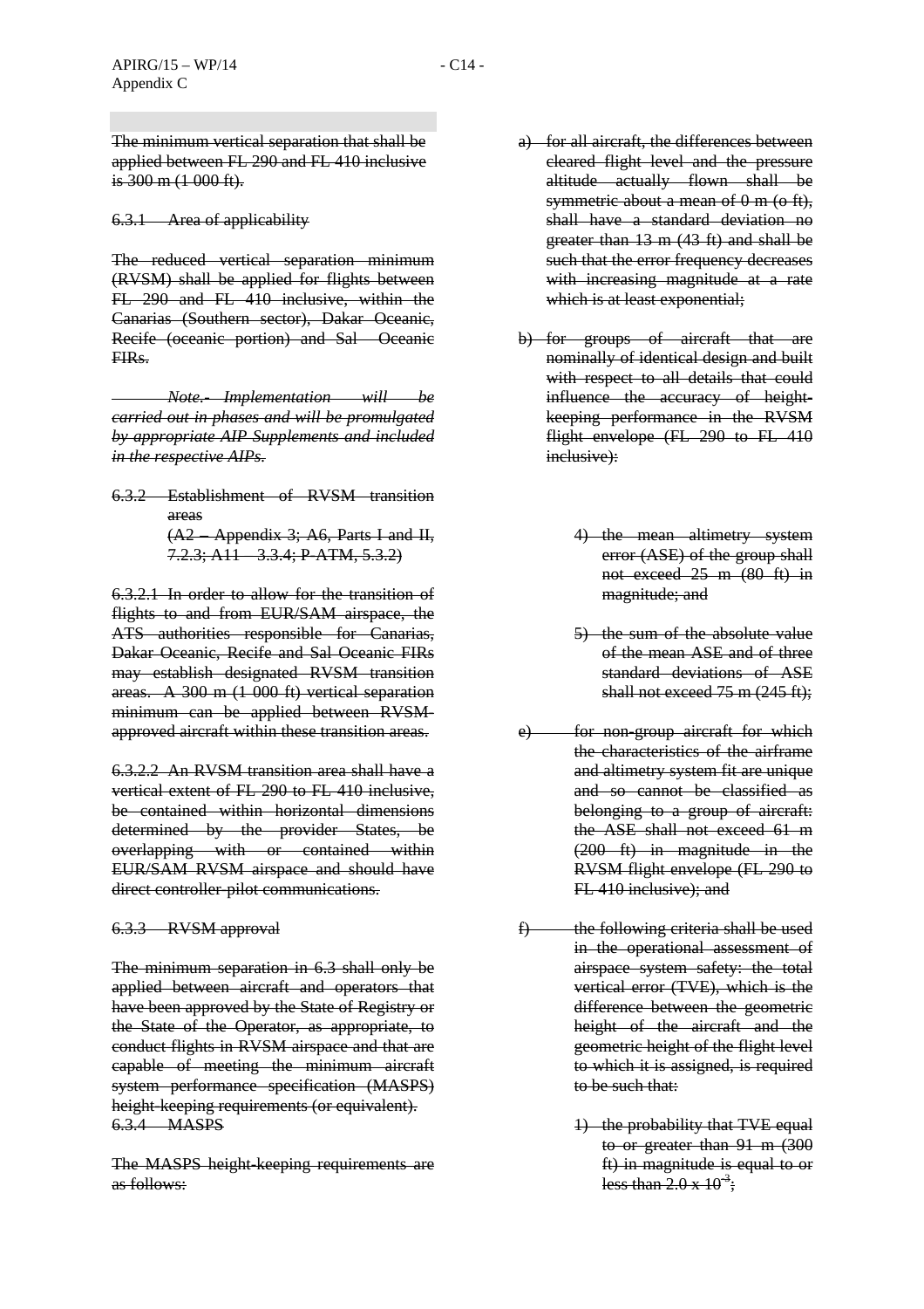~~The minimum vertical separation that shall be applied between FL 290 and FL 410 inclusive is 300 m (1 000 ft).~~

~~6.3.1 Area of applicability~~

~~The reduced vertical separation minimum (RVSM) shall be applied for flights between FL 290 and FL 410 inclusive, within the Canarias (Southern sector), Dakar Oceanic, Recife (oceanic portion) and Sal Oceanic FIRs.~~

~~*Note.- Implementation will be carried out in phases and will be promulgated by appropriate AIP Supplements and included in the respective AIPs.*~~

~~6.3.2 Establishment of RVSM transition areas~~
~~(A2 – Appendix 3; A6, Parts I and II, 7.2.3; A11 – 3.3.4; P-ATM, 5.3.2)~~

~~6.3.2.1 In order to allow for the transition of flights to and from EUR/SAM airspace, the ATS authorities responsible for Canarias, Dakar Oceanic, Recife and Sal Oceanic FIRs may establish designated RVSM transition areas. A 300 m (1 000 ft) vertical separation minimum can be applied between RVSM-approved aircraft within these transition areas.~~

~~6.3.2.2 An RVSM transition area shall have a vertical extent of FL 290 to FL 410 inclusive, be contained within horizontal dimensions determined by the provider States, be overlapping with or contained within EUR/SAM RVSM airspace and should have direct controller-pilot communications.~~

~~6.3.3 RVSM approval~~

~~The minimum separation in 6.3 shall only be applied between aircraft and operators that have been approved by the State of Registry or the State of the Operator, as appropriate, to conduct flights in RVSM airspace and that are capable of meeting the minimum aircraft system performance specification (MASPS) height-keeping requirements (or equivalent).~~

~~6.3.4 MASPS~~

~~The MASPS height-keeping requirements are as follows:~~

~~a) for all aircraft, the differences between cleared flight level and the pressure altitude actually flown shall be symmetric about a mean of 0 m (0 ft), shall have a standard deviation no greater than 13 m (43 ft) and shall be such that the error frequency decreases with increasing magnitude at a rate which is at least exponential;~~

~~b) for groups of aircraft that are nominally of identical design and built with respect to all details that could influence the accuracy of height-keeping performance in the RVSM flight envelope (FL 290 to FL 410 inclusive):~~

~~4) the mean altimetry system error (ASE) of the group shall not exceed 25 m (80 ft) in magnitude; and~~

~~5) the sum of the absolute value of the mean ASE and of three standard deviations of ASE shall not exceed 75 m (245 ft);~~

~~e) for non-group aircraft for which the characteristics of the airframe and altimetry system fit are unique and so cannot be classified as belonging to a group of aircraft: the ASE shall not exceed 61 m (200 ft) in magnitude in the RVSM flight envelope (FL 290 to FL 410 inclusive); and~~

~~f) the following criteria shall be used in the operational assessment of airspace system safety: the total vertical error (TVE), which is the difference between the geometric height of the aircraft and the geometric height of the flight level to which it is assigned, is required to be such that:~~

~~1) the probability that TVE equal to or greater than 91 m (300 ft) in magnitude is equal to or less than $2.0 \times 10^{-3}$;~~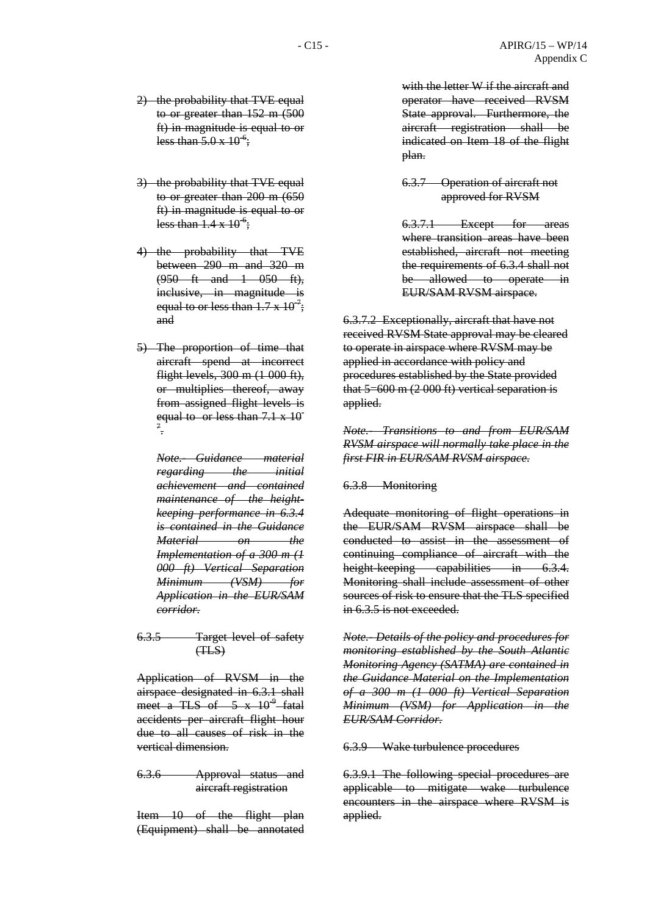2) ~~the probability that TVE equal to or greater than 152 m (500 ft) in magnitude is equal to or less than $5.0 \times 10^{-6}$;~~

3) ~~the probability that TVE equal to or greater than 200 m (650 ft) in magnitude is equal to or less than $1.4 \times 10^{-6}$;~~

4) ~~the probability that TVE between 290 m and 320 m (950 ft and 1 050 ft), inclusive, in magnitude is equal to or less than $1.7 \times 10^{-7}$; and~~

5) ~~The proportion of time that aircraft spend at incorrect flight levels, 300 m (1 000 ft), or multiplies thereof, away from assigned flight levels is equal to or less than $7.1 \times 10^{-7}$.~~

~~*Note.- Guidance material regarding the initial achievement and contained maintenance of the height-keeping performance in 6.3.4 is contained in the Guidance Material on the Implementation of a 300 m (1 000 ft) Vertical Separation Minimum (VSM) for Application in the EUR/SAM corridor.*~~

~~6.3.5 Target level of safety (TLS)~~

~~Application of RVSM in the airspace designated in 6.3.1 shall meet a TLS of $5 \times 10^{-9}$ fatal accidents per aircraft flight hour due to all causes of risk in the vertical dimension.~~

~~6.3.6 Approval status and aircraft registration~~

~~Item 10 of the flight plan (Equipment) shall be annotated with the letter W if the aircraft and operator have received RVSM State approval. Furthermore, the aircraft registration shall be indicated on Item 18 of the flight plan.~~

~~6.3.7 Operation of aircraft not approved for RVSM~~

~~6.3.7.1 Except for areas where transition areas have been established, aircraft not meeting the requirements of 6.3.4 shall not be allowed to operate in EUR/SAM RVSM airspace.~~

~~6.3.7.2 Exceptionally, aircraft that have not received RVSM State approval may be cleared to operate in airspace where RVSM may be applied in accordance with policy and procedures established by the State provided that 5 600 m (2 000 ft) vertical separation is applied.~~

~~*Note.- Transitions to and from EUR/SAM RVSM airspace will normally take place in the first FIR in EUR/SAM RVSM airspace.*~~

~~6.3.8 Monitoring~~

~~Adequate monitoring of flight operations in the EUR/SAM RVSM airspace shall be conducted to assist in the assessment of continuing compliance of aircraft with the height-keeping capabilities in 6.3.4. Monitoring shall include assessment of other sources of risk to ensure that the TLS specified in 6.3.5 is not exceeded.~~

~~*Note.- Details of the policy and procedures for monitoring established by the South Atlantic Monitoring Agency (SATMA) are contained in the Guidance Material on the Implementation of a 300 m (1 000 ft) Vertical Separation Minimum (VSM) for Application in the EUR/SAM Corridor.*~~

~~6.3.9 Wake turbulence procedures~~

~~6.3.9.1 The following special procedures are applicable to mitigate wake turbulence encounters in the airspace where RVSM is applied.~~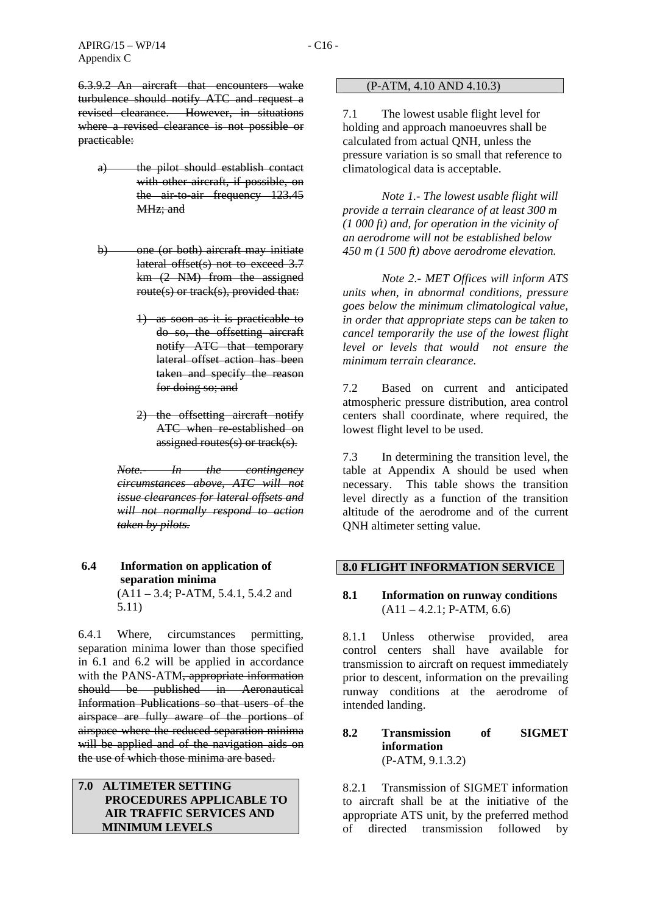~~6.3.9.2 An aircraft that encounters wake turbulence should notify ATC and request a revised clearance. However, in situations where a revised clearance is not possible or practicable:~~

~~a) the pilot should establish contact with other aircraft, if possible, on the air-to-air frequency 123.45 MHz; and~~

~~b) one (or both) aircraft may initiate lateral offset(s) not to exceed 3.7 km (2 NM) from the assigned route(s) or track(s), provided that:~~

~~1) as soon as it is practicable to do so, the offsetting aircraft notify ATC that temporary lateral offset action has been taken and specify the reason for doing so; and~~

~~2) the offsetting aircraft notify ATC when re-established on assigned routes(s) or track(s).~~

~~*Note.- In the contingency circumstances above, ATC will not issue clearances for lateral offsets and will not normally respond to action taken by pilots.*~~

### 6.4 Information on application of separation minima

(A11 – 3.4; P-ATM, 5.4.1, 5.4.2 and 5.11)

6.4.1 Where, circumstances permitting, separation minima lower than those specified in 6.1 and 6.2 will be applied in accordance with the PANS-ATM~~, appropriate information should be published in Aeronautical Information Publications so that users of the airspace are fully aware of the portions of airspace where the reduced separation minima will be applied and of the navigation aids on the use of which those minima are based~~.

## 7.0 ALTIMETER SETTING PROCEDURES APPLICABLE TO AIR TRAFFIC SERVICES AND MINIMUM LEVELS

(P-ATM, 4.10 AND 4.10.3)

7.1 The lowest usable flight level for holding and approach manoeuvres shall be calculated from actual QNH, unless the pressure variation is so small that reference to climatological data is acceptable.

*Note 1.- The lowest usable flight will provide a terrain clearance of at least 300 m (1 000 ft) and, for operation in the vicinity of an aerodrome will not be established below 450 m (1 500 ft) above aerodrome elevation.*

*Note 2.- MET Offices will inform ATS units when, in abnormal conditions, pressure goes below the minimum climatological value, in order that appropriate steps can be taken to cancel temporarily the use of the lowest flight level or levels that would not ensure the minimum terrain clearance.*

7.2 Based on current and anticipated atmospheric pressure distribution, area control centers shall coordinate, where required, the lowest flight level to be used.

7.3 In determining the transition level, the table at Appendix A should be used when necessary. This table shows the transition level directly as a function of the transition altitude of the aerodrome and of the current QNH altimeter setting value.

## 8.0 FLIGHT INFORMATION SERVICE

### 8.1 Information on runway conditions

(A11 – 4.2.1; P-ATM, 6.6)

8.1.1 Unless otherwise provided, area control centers shall have available for transmission to aircraft on request immediately prior to descent, information on the prevailing runway conditions at the aerodrome of intended landing.

### 8.2 Transmission of SIGMET information

(P-ATM, 9.1.3.2)

8.2.1 Transmission of SIGMET information to aircraft shall be at the initiative of the appropriate ATS unit, by the preferred method of directed transmission followed by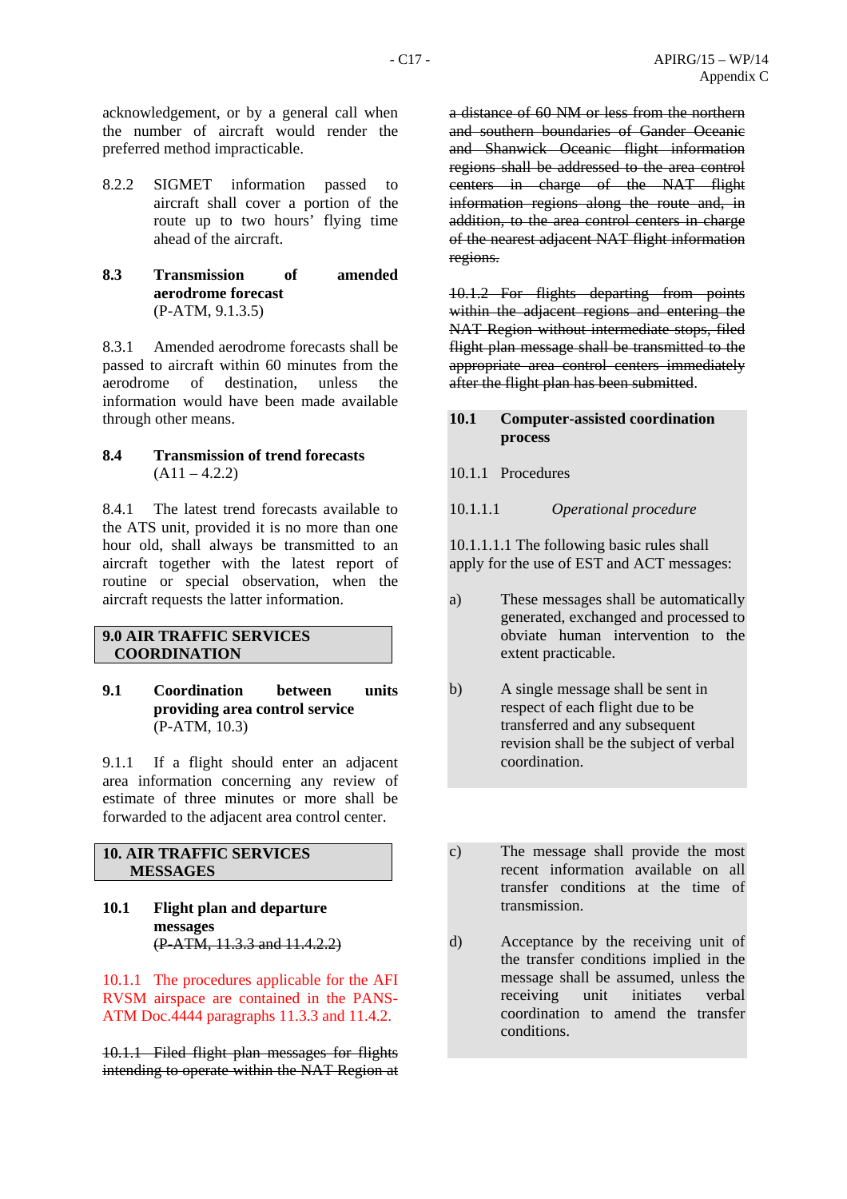acknowledgement, or by a general call when the number of aircraft would render the preferred method impracticable.

8.2.2 SIGMET information passed to aircraft shall cover a portion of the route up to two hours' flying time ahead of the aircraft.

**8.3 Transmission of amended aerodrome forecast**
(P-ATM, 9.1.3.5)

8.3.1 Amended aerodrome forecasts shall be passed to aircraft within 60 minutes from the aerodrome of destination, unless the information would have been made available through other means.

**8.4 Transmission of trend forecasts**
(A11 – 4.2.2)

8.4.1 The latest trend forecasts available to the ATS unit, provided it is no more than one hour old, shall always be transmitted to an aircraft together with the latest report of routine or special observation, when the aircraft requests the latter information.

## 9.0 AIR TRAFFIC SERVICES COORDINATION

**9.1 Coordination between units providing area control service**
(P-ATM, 10.3)

9.1.1 If a flight should enter an adjacent area information concerning any review of estimate of three minutes or more shall be forwarded to the adjacent area control center.

## 10. AIR TRAFFIC SERVICES MESSAGES

**10.1 Flight plan and departure messages**
~~(P-ATM, 11.3.3 and 11.4.2.2)~~

10.1.1 The procedures applicable for the AFI RVSM airspace are contained in the PANS-ATM Doc.4444 paragraphs 11.3.3 and 11.4.2.

~~10.1.1 Filed flight plan messages for flights intending to operate within the NAT Region at a distance of 60 NM or less from the northern and southern boundaries of Gander Oceanic and Shanwick Oceanic flight information regions shall be addressed to the area control centers in charge of the NAT flight information regions along the route and, in addition, to the area control centers in charge of the nearest adjacent NAT flight information regions.~~

~~10.1.2 For flights departing from points within the adjacent regions and entering the NAT Region without intermediate stops, filed flight plan message shall be transmitted to the appropriate area control centers immediately after the flight plan has been submitted~~.

**10.1 Computer-assisted coordination process**

10.1.1 Procedures

10.1.1.1 *Operational procedure*

10.1.1.1.1 The following basic rules shall apply for the use of EST and ACT messages:

a) These messages shall be automatically generated, exchanged and processed to obviate human intervention to the extent practicable.

b) A single message shall be sent in respect of each flight due to be transferred and any subsequent revision shall be the subject of verbal coordination.

c) The message shall provide the most recent information available on all transfer conditions at the time of transmission.

d) Acceptance by the receiving unit of the transfer conditions implied in the message shall be assumed, unless the receiving unit initiates verbal coordination to amend the transfer conditions.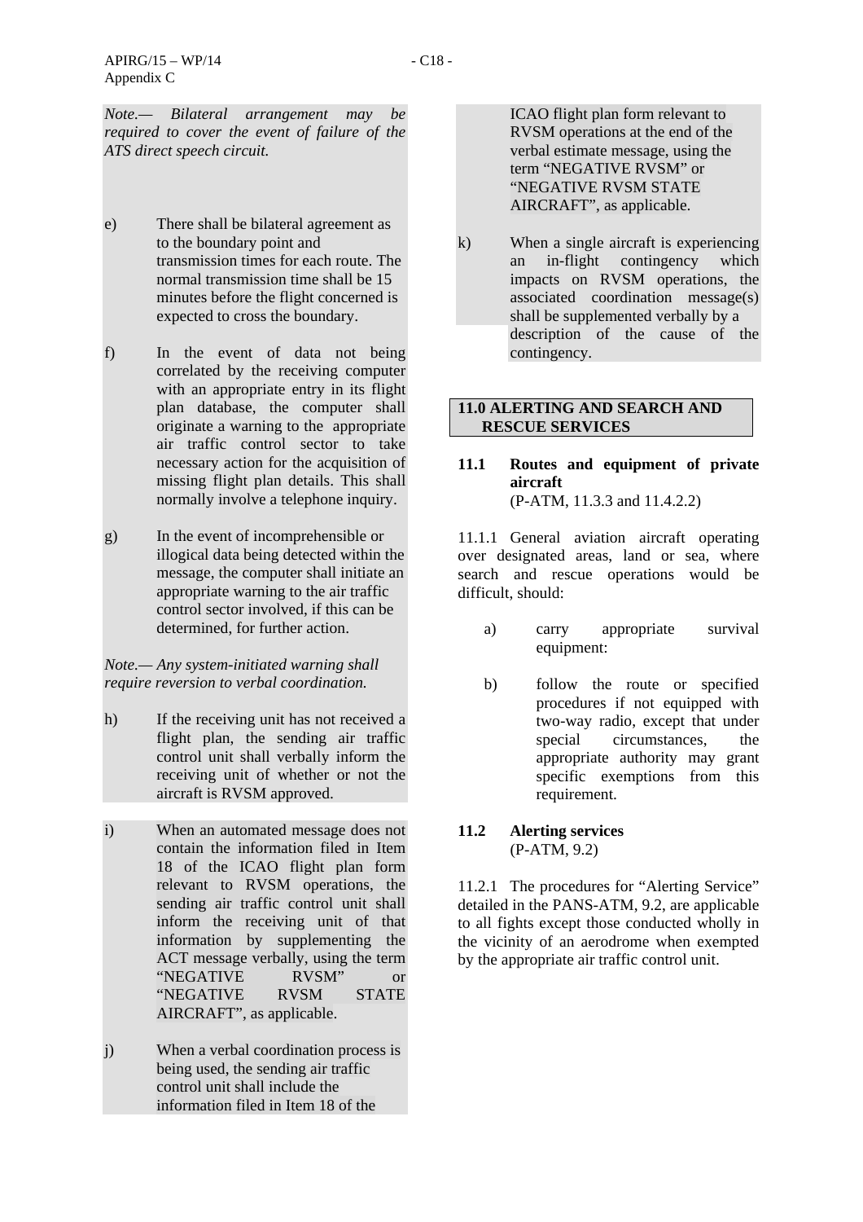*Note.— Bilateral arrangement may be required to cover the event of failure of the ATS direct speech circuit.*

e) There shall be bilateral agreement as to the boundary point and transmission times for each route. The normal transmission time shall be 15 minutes before the flight concerned is expected to cross the boundary.

f) In the event of data not being correlated by the receiving computer with an appropriate entry in its flight plan database, the computer shall originate a warning to the appropriate air traffic control sector to take necessary action for the acquisition of missing flight plan details. This shall normally involve a telephone inquiry.

g) In the event of incomprehensible or illogical data being detected within the message, the computer shall initiate an appropriate warning to the air traffic control sector involved, if this can be determined, for further action.

*Note.— Any system-initiated warning shall require reversion to verbal coordination.*

h) If the receiving unit has not received a flight plan, the sending air traffic control unit shall verbally inform the receiving unit of whether or not the aircraft is RVSM approved.

i) When an automated message does not contain the information filed in Item 18 of the ICAO flight plan form relevant to RVSM operations, the sending air traffic control unit shall inform the receiving unit of that information by supplementing the ACT message verbally, using the term "NEGATIVE RVSM" or "NEGATIVE RVSM STATE AIRCRAFT", as applicable.

j) When a verbal coordination process is being used, the sending air traffic control unit shall include the information filed in Item 18 of the ICAO flight plan form relevant to RVSM operations at the end of the verbal estimate message, using the term "NEGATIVE RVSM" or "NEGATIVE RVSM STATE AIRCRAFT", as applicable.

k) When a single aircraft is experiencing an in-flight contingency which impacts on RVSM operations, the associated coordination message(s) shall be supplemented verbally by a description of the cause of the contingency.

## 11.0 ALERTING AND SEARCH AND RESCUE SERVICES

### 11.1 Routes and equipment of private aircraft

(P-ATM, 11.3.3 and 11.4.2.2)

11.1.1 General aviation aircraft operating over designated areas, land or sea, where search and rescue operations would be difficult, should:

a) carry appropriate survival equipment:

b) follow the route or specified procedures if not equipped with two-way radio, except that under special circumstances, the appropriate authority may grant specific exemptions from this requirement.

### 11.2 Alerting services

(P-ATM, 9.2)

11.2.1 The procedures for "Alerting Service" detailed in the PANS-ATM, 9.2, are applicable to all fights except those conducted wholly in the vicinity of an aerodrome when exempted by the appropriate air traffic control unit.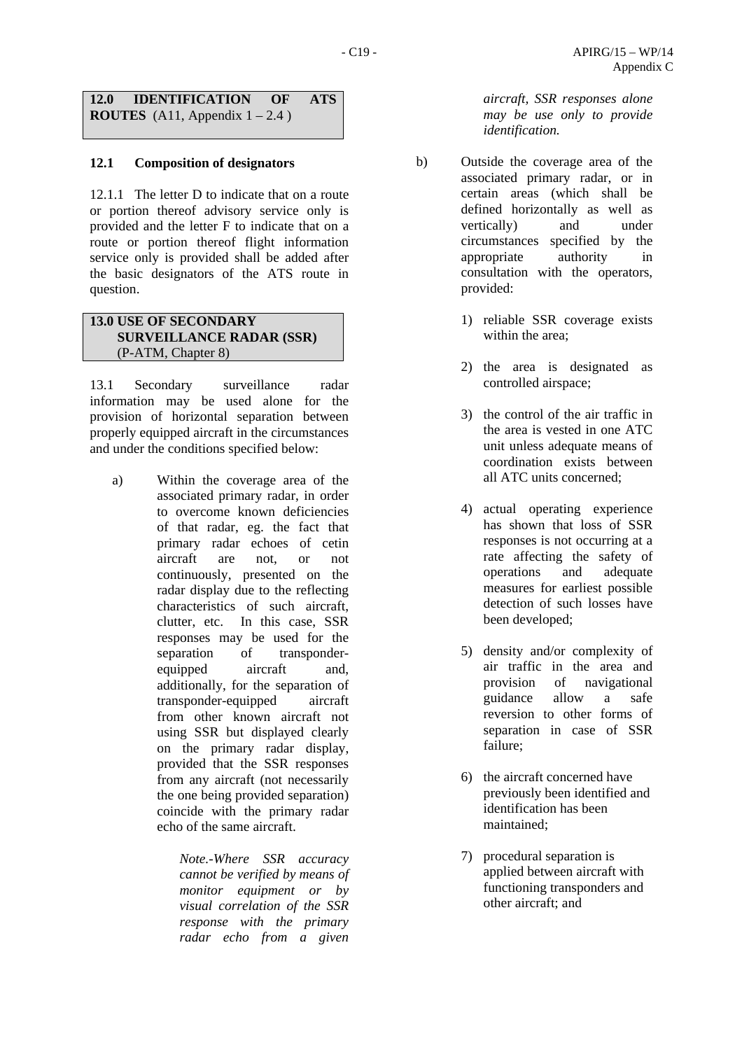## 12.0 IDENTIFICATION OF ATS ROUTES (A11, Appendix 1 – 2.4 )

### 12.1 Composition of designators

12.1.1 The letter D to indicate that on a route or portion thereof advisory service only is provided and the letter F to indicate that on a route or portion thereof flight information service only is provided shall be added after the basic designators of the ATS route in question.

## 13.0 USE OF SECONDARY SURVEILLANCE RADAR (SSR) (P-ATM, Chapter 8)

13.1 Secondary surveillance radar information may be used alone for the provision of horizontal separation between properly equipped aircraft in the circumstances and under the conditions specified below:

a) Within the coverage area of the associated primary radar, in order to overcome known deficiencies of that radar, eg. the fact that primary radar echoes of cetin aircraft are not, or not continuously, presented on the radar display due to the reflecting characteristics of such aircraft, clutter, etc. In this case, SSR responses may be used for the separation of transponder-equipped aircraft and, additionally, for the separation of transponder-equipped aircraft from other known aircraft not using SSR but displayed clearly on the primary radar display, provided that the SSR responses from any aircraft (not necessarily the one being provided separation) coincide with the primary radar echo of the same aircraft.

   *Note.-Where SSR accuracy cannot be verified by means of monitor equipment or by visual correlation of the SSR response with the primary radar echo from a given aircraft, SSR responses alone may be use only to provide identification.*

b) Outside the coverage area of the associated primary radar, or in certain areas (which shall be defined horizontally as well as vertically) and under circumstances specified by the appropriate authority in consultation with the operators, provided:

   1) reliable SSR coverage exists within the area;

   2) the area is designated as controlled airspace;

   3) the control of the air traffic in the area is vested in one ATC unit unless adequate means of coordination exists between all ATC units concerned;

   4) actual operating experience has shown that loss of SSR responses is not occurring at a rate affecting the safety of operations and adequate measures for earliest possible detection of such losses have been developed;

   5) density and/or complexity of air traffic in the area and provision of navigational guidance allow a safe reversion to other forms of separation in case of SSR failure;

   6) the aircraft concerned have previously been identified and identification has been maintained;

   7) procedural separation is applied between aircraft with functioning transponders and other aircraft; and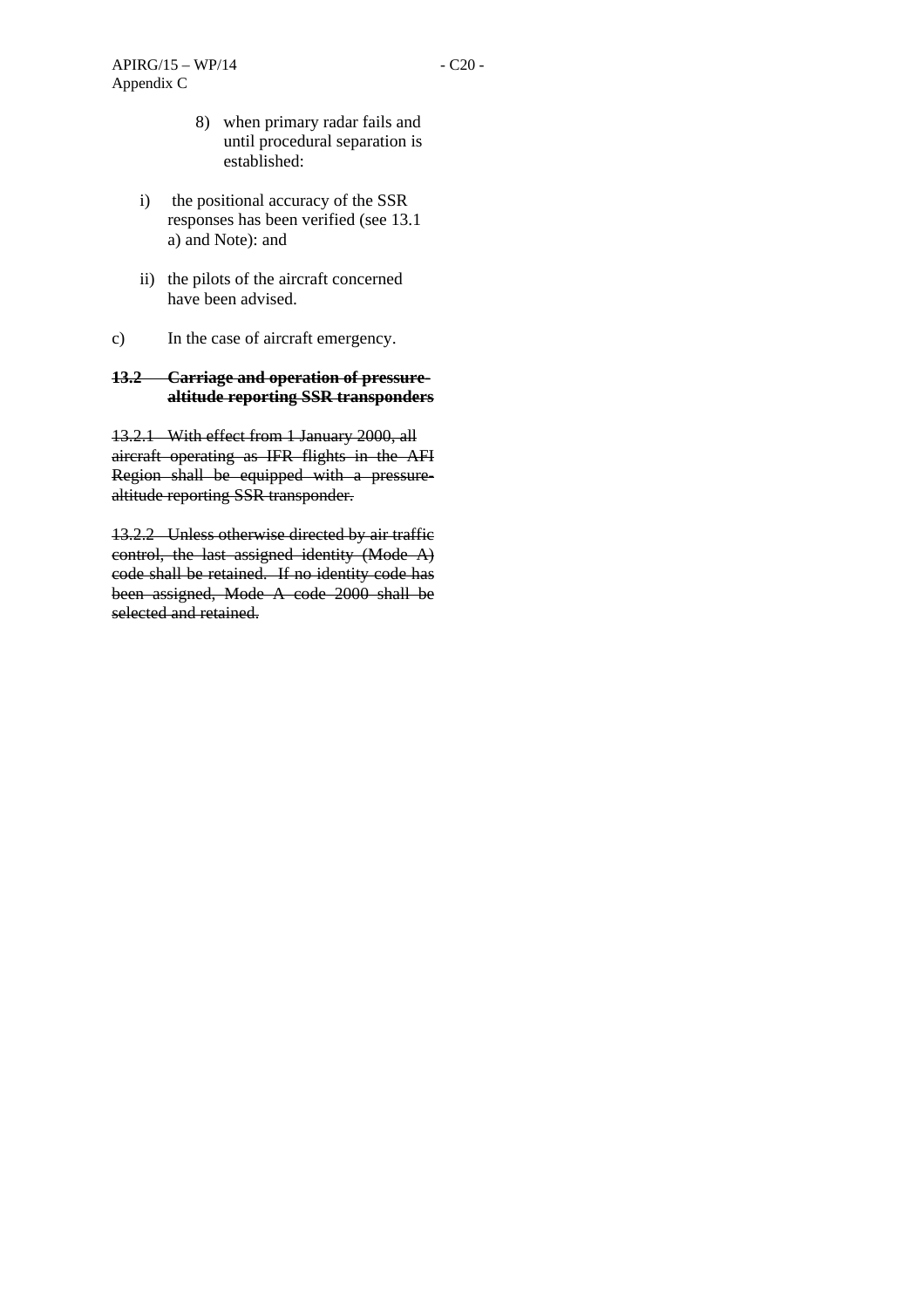8) when primary radar fails and until procedural separation is established:

i) the positional accuracy of the SSR responses has been verified (see 13.1 a) and Note): and

ii) the pilots of the aircraft concerned have been advised.

c) In the case of aircraft emergency.

~~**13.2 Carriage and operation of pressure-altitude reporting SSR transponders**~~

~~13.2.1 With effect from 1 January 2000, all aircraft operating as IFR flights in the AFI Region shall be equipped with a pressure-altitude reporting SSR transponder.~~

~~13.2.2 Unless otherwise directed by air traffic control, the last assigned identity (Mode A) code shall be retained. If no identity code has been assigned, Mode A code 2000 shall be selected and retained.~~